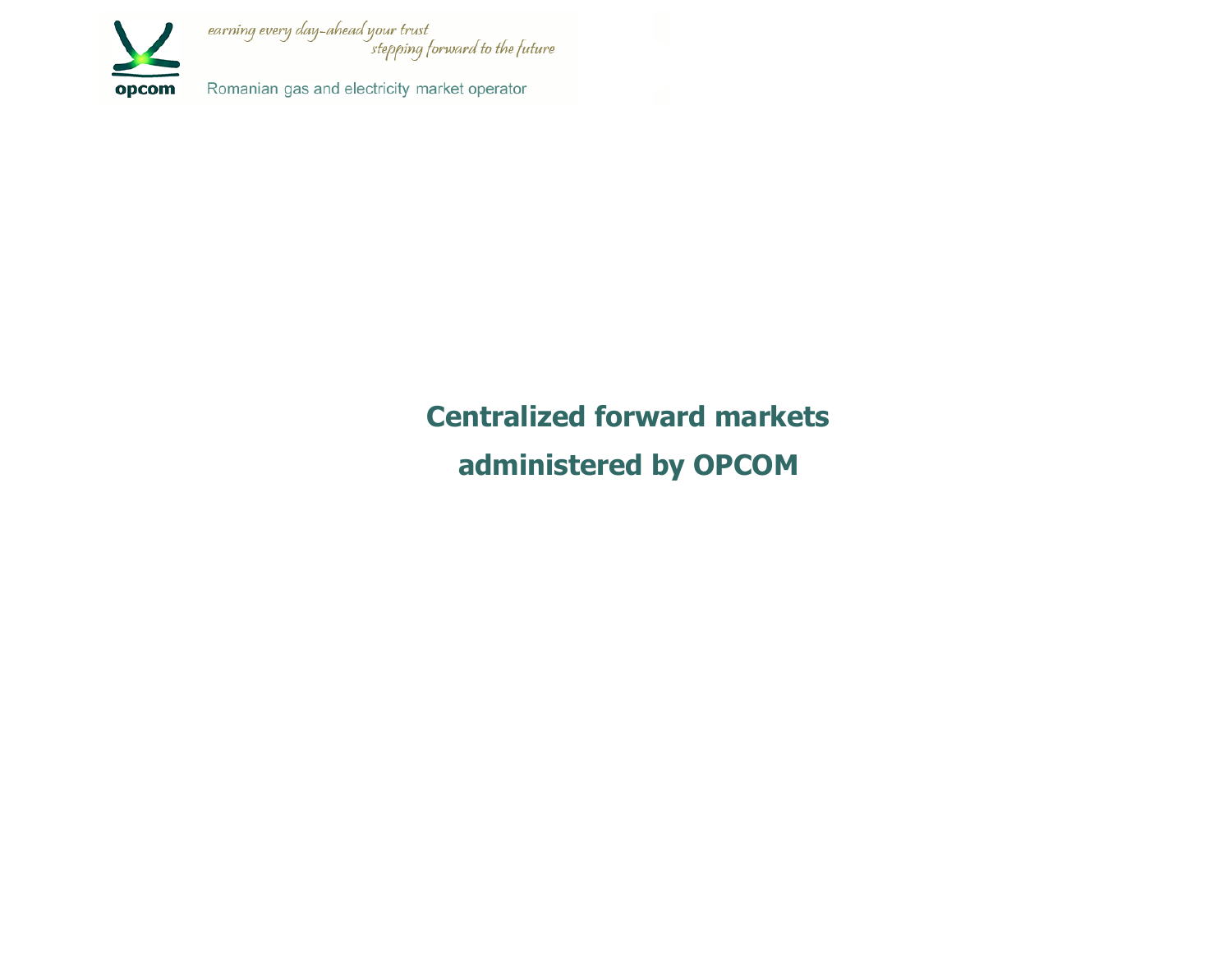earning every day-ahead your trust
stepping forward to the future

opcom

Romanian gas and electricity market operator

# Centralized forward markets administered by OPCOM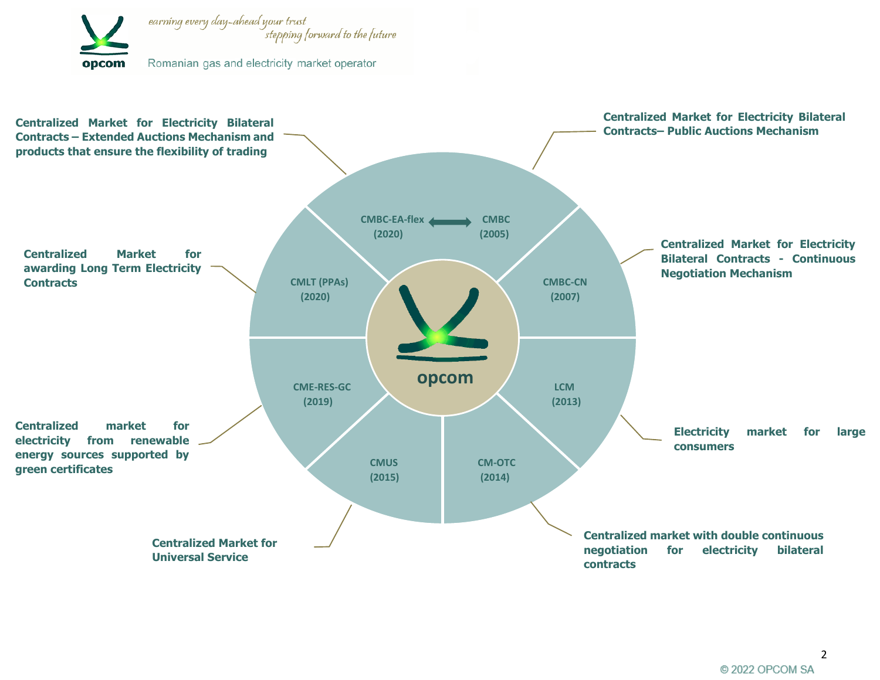**CMBC-EA-flex (2020)** ⟷ **CMBC (2005)**

**Centralized Market for Electricity Bilateral Contracts – Extended Auctions Mechanism and products that ensure the flexibility of trading**

**Centralized Market for Electricity Bilateral Contracts– Public Auctions Mechanism**

**CMBC-CN (2007)** – **Centralized Market for Electricity Bilateral Contracts - Continuous Negotiation Mechanism**

**LCM (2013)** – **Electricity market for large consumers**

**CM-OTC (2014)** – **Centralized market with double continuous negotiation for electricity bilateral contracts**

**CMUS (2015)** – **Centralized Market for Universal Service**

**CME-RES-GC (2019)** – **Centralized market for electricity from renewable energy sources supported by green certificates**

**CMLT (PPAs) (2020)** – **Centralized Market for awarding Long Term Electricity Contracts**

**opcom**

© 2022 OPCOM SA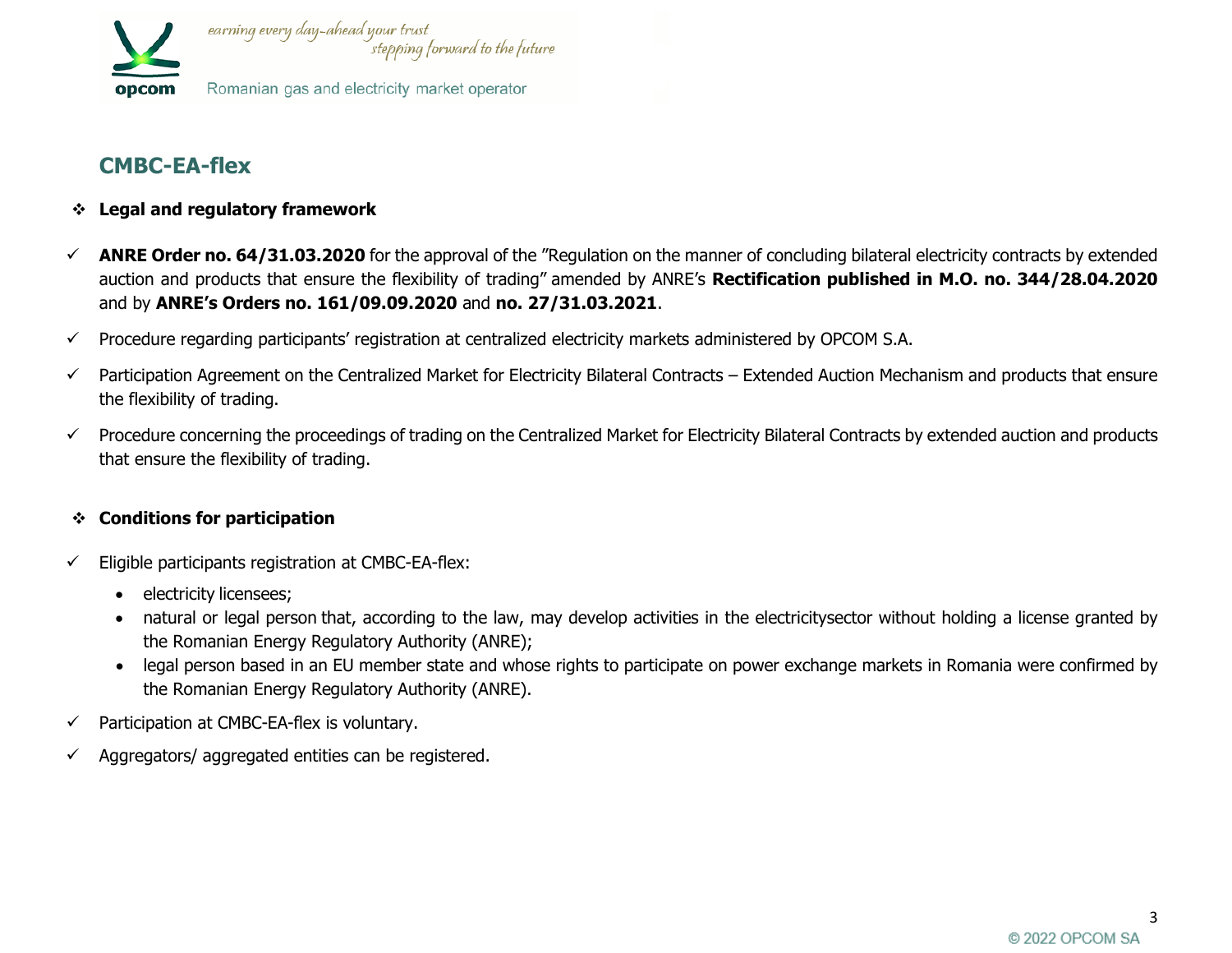## CMBC-EA-flex

### Legal and regulatory framework

- **ANRE Order no. 64/31.03.2020** for the approval of the "Regulation on the manner of concluding bilateral electricity contracts by extended auction and products that ensure the flexibility of trading" amended by ANRE's **Rectification published in M.O. no. 344/28.04.2020** and by **ANRE's Orders no. 161/09.09.2020** and **no. 27/31.03.2021**.
- Procedure regarding participants' registration at centralized electricity markets administered by OPCOM S.A.
- Participation Agreement on the Centralized Market for Electricity Bilateral Contracts – Extended Auction Mechanism and products that ensure the flexibility of trading.
- Procedure concerning the proceedings of trading on the Centralized Market for Electricity Bilateral Contracts by extended auction and products that ensure the flexibility of trading.

### Conditions for participation

- Eligible participants registration at CMBC-EA-flex:
  - electricity licensees;
  - natural or legal person that, according to the law, may develop activities in the electricitysector without holding a license granted by the Romanian Energy Regulatory Authority (ANRE);
  - legal person based in an EU member state and whose rights to participate on power exchange markets in Romania were confirmed by the Romanian Energy Regulatory Authority (ANRE).
- Participation at CMBC-EA-flex is voluntary.
- Aggregators/ aggregated entities can be registered.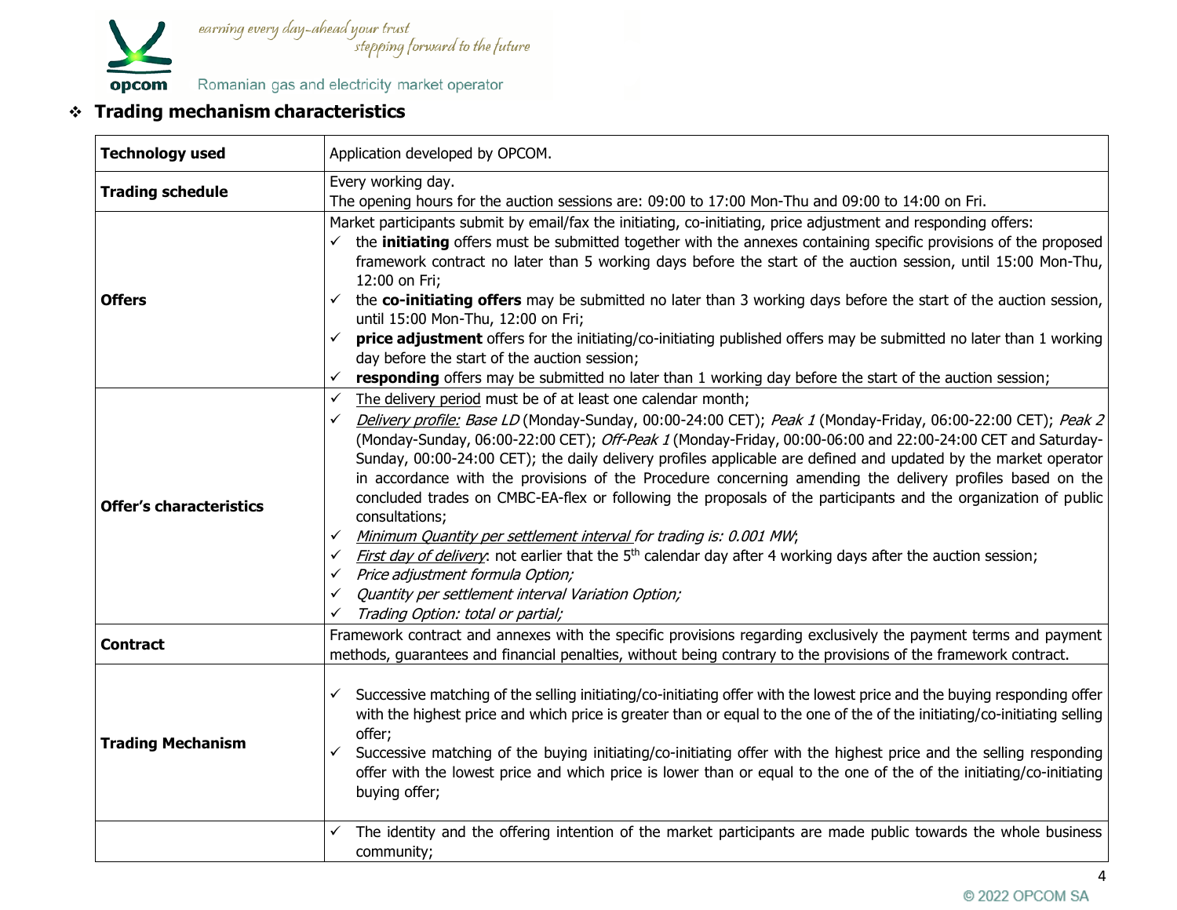❖ **Trading mechanism characteristics**

| | |
|---|---|
| **Technology used** | Application developed by OPCOM. |
| **Trading schedule** | Every working day.<br>The opening hours for the auction sessions are: 09:00 to 17:00 Mon-Thu and 09:00 to 14:00 on Fri. |
| **Offers** | Market participants submit by email/fax the initiating, co-initiating, price adjustment and responding offers:<br>✓ the **initiating** offers must be submitted together with the annexes containing specific provisions of the proposed framework contract no later than 5 working days before the start of the auction session, until 15:00 Mon-Thu, 12:00 on Fri;<br>✓ the **co-initiating offers** may be submitted no later than 3 working days before the start of the auction session, until 15:00 Mon-Thu, 12:00 on Fri;<br>✓ **price adjustment** offers for the initiating/co-initiating published offers may be submitted no later than 1 working day before the start of the auction session;<br>✓ **responding** offers may be submitted no later than 1 working day before the start of the auction session; |
| **Offer's characteristics** | ✓ The delivery period must be of at least one calendar month;<br>✓ *Delivery profile: Base LD* (Monday-Sunday, 00:00-24:00 CET); *Peak 1* (Monday-Friday, 06:00-22:00 CET); *Peak 2* (Monday-Sunday, 06:00-22:00 CET); *Off-Peak 1* (Monday-Friday, 00:00-06:00 and 22:00-24:00 CET and Saturday-Sunday, 00:00-24:00 CET); the daily delivery profiles applicable are defined and updated by the market operator in accordance with the provisions of the Procedure concerning amending the delivery profiles based on the concluded trades on CMBC-EA-flex or following the proposals of the participants and the organization of public consultations;<br>✓ *Minimum Quantity per settlement interval for trading is: 0.001 MW*;<br>✓ *First day of delivery*: not earlier that the 5th calendar day after 4 working days after the auction session;<br>✓ *Price adjustment formula Option;*<br>✓ *Quantity per settlement interval Variation Option;*<br>✓ *Trading Option: total or partial;* |
| **Contract** | Framework contract and annexes with the specific provisions regarding exclusively the payment terms and payment methods, guarantees and financial penalties, without being contrary to the provisions of the framework contract. |
| **Trading Mechanism** | ✓ Successive matching of the selling initiating/co-initiating offer with the lowest price and the buying responding offer with the highest price and which price is greater than or equal to the one of the of the initiating/co-initiating selling offer;<br>✓ Successive matching of the buying initiating/co-initiating offer with the highest price and the selling responding offer with the lowest price and which price is lower than or equal to the one of the of the initiating/co-initiating buying offer; |
| | ✓ The identity and the offering intention of the market participants are made public towards the whole business community; |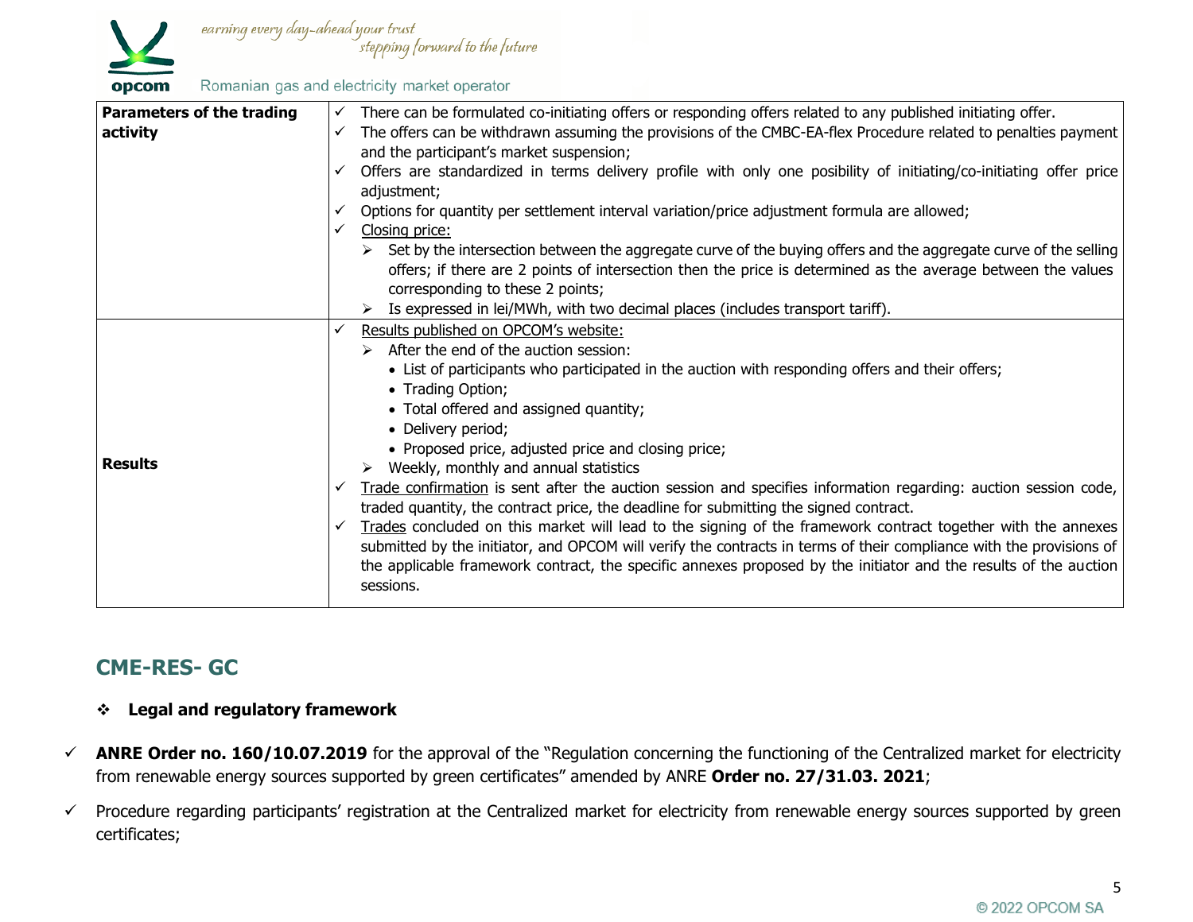| | |
|---|---|
| **Parameters of the trading activity** | ✓ There can be formulated co-initiating offers or responding offers related to any published initiating offer.<br>✓ The offers can be withdrawn assuming the provisions of the CMBC-EA-flex Procedure related to penalties payment and the participant's market suspension;<br>✓ Offers are standardized in terms delivery profile with only one posibility of initiating/co-initiating offer price adjustment;<br>✓ Options for quantity per settlement interval variation/price adjustment formula are allowed;<br>✓ <u>Closing price:</u><br>➢ Set by the intersection between the aggregate curve of the buying offers and the aggregate curve of the selling offers; if there are 2 points of intersection then the price is determined as the average between the values corresponding to these 2 points;<br>➢ Is expressed in lei/MWh, with two decimal places (includes transport tariff). |
| **Results** | ✓ <u>Results published on OPCOM's website:</u><br>➢ After the end of the auction session:<br>• List of participants who participated in the auction with responding offers and their offers;<br>• Trading Option;<br>• Total offered and assigned quantity;<br>• Delivery period;<br>• Proposed price, adjusted price and closing price;<br>➢ Weekly, monthly and annual statistics<br>✓ <u>Trade confirmation</u> is sent after the auction session and specifies information regarding: auction session code, traded quantity, the contract price, the deadline for submitting the signed contract.<br>✓ <u>Trades</u> concluded on this market will lead to the signing of the framework contract together with the annexes submitted by the initiator, and OPCOM will verify the contracts in terms of their compliance with the provisions of the applicable framework contract, the specific annexes proposed by the initiator and the results of the auction sessions. |

## CME-RES- GC

❖ **Legal and regulatory framework**

- ✓ **ANRE Order no. 160/10.07.2019** for the approval of the "Regulation concerning the functioning of the Centralized market for electricity from renewable energy sources supported by green certificates" amended by ANRE **Order no. 27/31.03. 2021**;
- ✓ Procedure regarding participants' registration at the Centralized market for electricity from renewable energy sources supported by green certificates;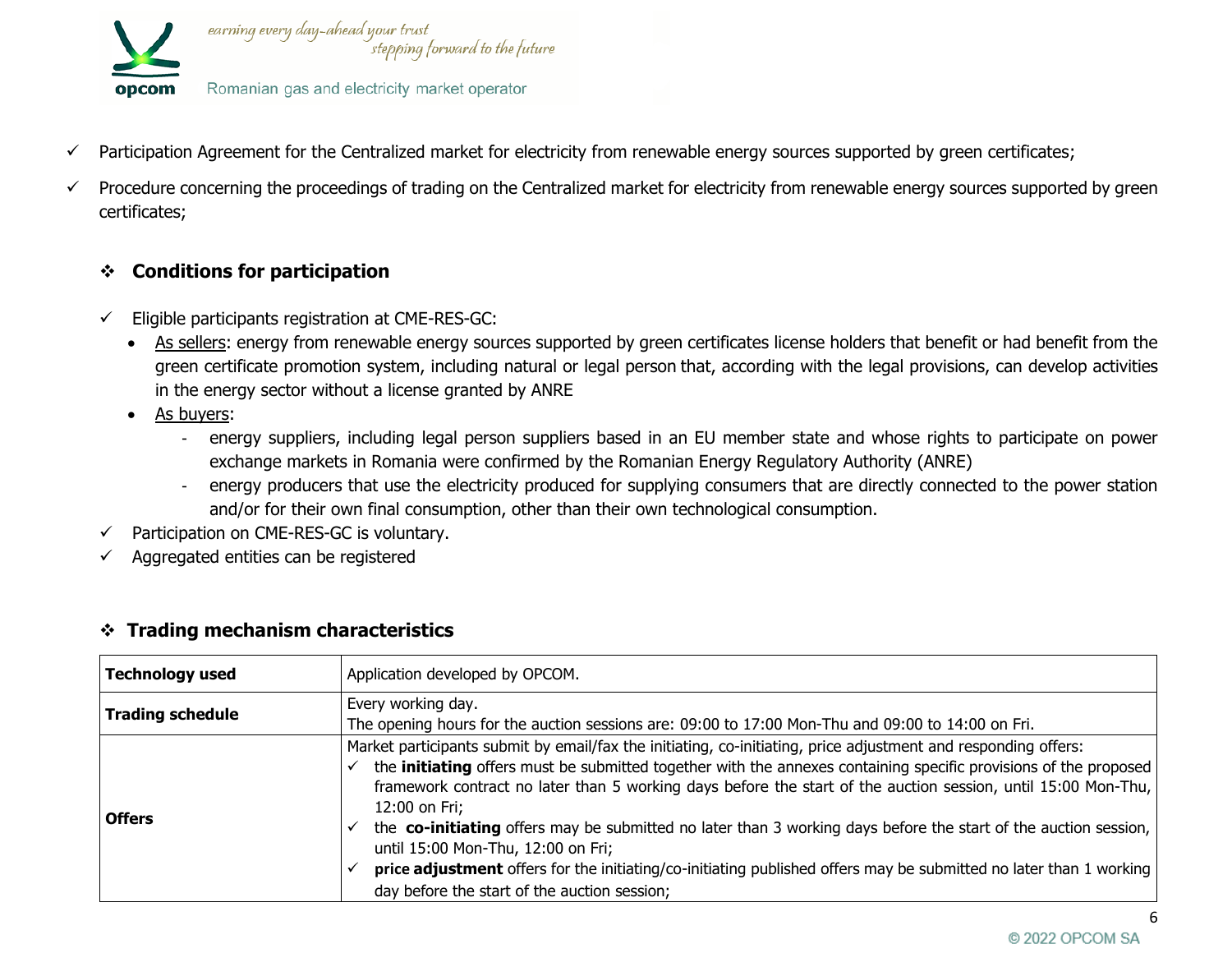- ✓ Participation Agreement for the Centralized market for electricity from renewable energy sources supported by green certificates;
- ✓ Procedure concerning the proceedings of trading on the Centralized market for electricity from renewable energy sources supported by green certificates;

### ❖ Conditions for participation

- ✓ Eligible participants registration at CME-RES-GC:
  - <u>As sellers</u>: energy from renewable energy sources supported by green certificates license holders that benefit or had benefit from the green certificate promotion system, including natural or legal person that, according with the legal provisions, can develop activities in the energy sector without a license granted by ANRE
  - <u>As buyers</u>:
    - energy suppliers, including legal person suppliers based in an EU member state and whose rights to participate on power exchange markets in Romania were confirmed by the Romanian Energy Regulatory Authority (ANRE)
    - energy producers that use the electricity produced for supplying consumers that are directly connected to the power station and/or for their own final consumption, other than their own technological consumption.
- ✓ Participation on CME-RES-GC is voluntary.
- ✓ Aggregated entities can be registered

### ❖ Trading mechanism characteristics

| | |
|---|---|
| **Technology used** | Application developed by OPCOM. |
| **Trading schedule** | Every working day.<br>The opening hours for the auction sessions are: 09:00 to 17:00 Mon-Thu and 09:00 to 14:00 on Fri. |
| **Offers** | Market participants submit by email/fax the initiating, co-initiating, price adjustment and responding offers:<br>✓ the **initiating** offers must be submitted together with the annexes containing specific provisions of the proposed framework contract no later than 5 working days before the start of the auction session, until 15:00 Mon-Thu, 12:00 on Fri;<br>✓ the **co-initiating** offers may be submitted no later than 3 working days before the start of the auction session, until 15:00 Mon-Thu, 12:00 on Fri;<br>✓ **price adjustment** offers for the initiating/co-initiating published offers may be submitted no later than 1 working day before the start of the auction session; |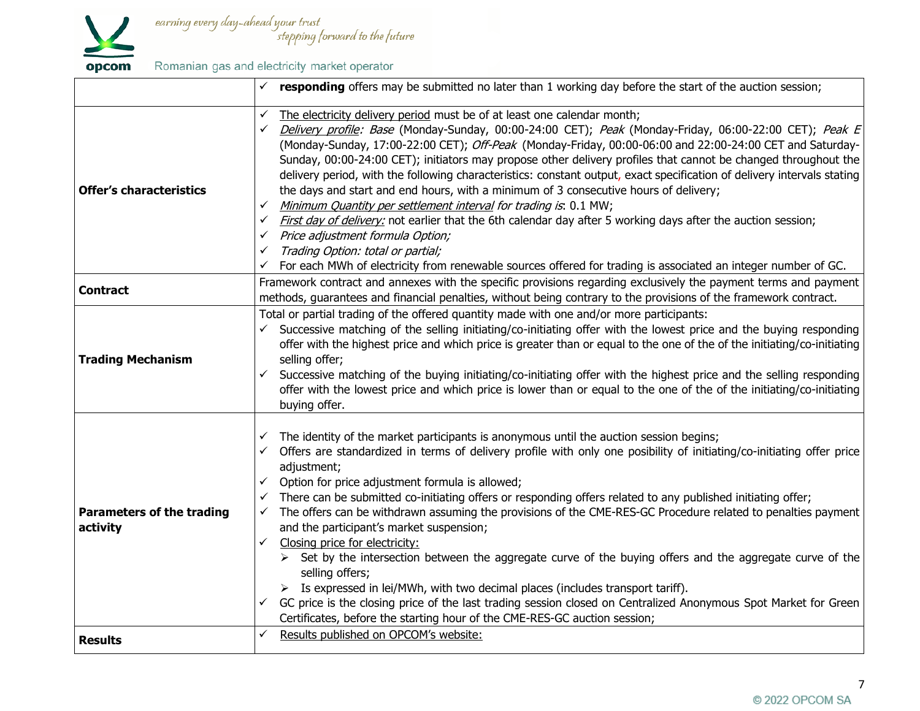| | |
|---|---|
| | ✓ **responding** offers may be submitted no later than 1 working day before the start of the auction session; |
| **Offer's characteristics** | ✓ The electricity delivery period must be of at least one calendar month;<br>✓ *Delivery profile: Base* (Monday-Sunday, 00:00-24:00 CET); *Peak* (Monday-Friday, 06:00-22:00 CET); *Peak E* (Monday-Sunday, 17:00-22:00 CET); *Off-Peak* (Monday-Friday, 00:00-06:00 and 22:00-24:00 CET and Saturday-Sunday, 00:00-24:00 CET); initiators may propose other delivery profiles that cannot be changed throughout the delivery period, with the following characteristics: constant output, exact specification of delivery intervals stating the days and start and end hours, with a minimum of 3 consecutive hours of delivery;<br>✓ *Minimum Quantity per settlement interval for trading is*: 0.1 MW;<br>✓ *First day of delivery:* not earlier that the 6th calendar day after 5 working days after the auction session;<br>✓ *Price adjustment formula Option;*<br>✓ *Trading Option: total or partial;*<br>✓ For each MWh of electricity from renewable sources offered for trading is associated an integer number of GC. |
| **Contract** | Framework contract and annexes with the specific provisions regarding exclusively the payment terms and payment methods, guarantees and financial penalties, without being contrary to the provisions of the framework contract. |
| **Trading Mechanism** | Total or partial trading of the offered quantity made with one and/or more participants:<br>✓ Successive matching of the selling initiating/co-initiating offer with the lowest price and the buying responding offer with the highest price and which price is greater than or equal to the one of the of the initiating/co-initiating selling offer;<br>✓ Successive matching of the buying initiating/co-initiating offer with the highest price and the selling responding offer with the lowest price and which price is lower than or equal to the one of the of the initiating/co-initiating buying offer. |
| **Parameters of the trading activity** | ✓ The identity of the market participants is anonymous until the auction session begins;<br>✓ Offers are standardized in terms of delivery profile with only one posibility of initiating/co-initiating offer price adjustment;<br>✓ Option for price adjustment formula is allowed;<br>✓ There can be submitted co-initiating offers or responding offers related to any published initiating offer;<br>✓ The offers can be withdrawn assuming the provisions of the CME-RES-GC Procedure related to penalties payment and the participant's market suspension;<br>✓ Closing price for electricity:<br>➢ Set by the intersection between the aggregate curve of the buying offers and the aggregate curve of the selling offers;<br>➢ Is expressed in lei/MWh, with two decimal places (includes transport tariff).<br>✓ GC price is the closing price of the last trading session closed on Centralized Anonymous Spot Market for Green Certificates, before the starting hour of the CME-RES-GC auction session; |
| **Results** | ✓ Results published on OPCOM's website: |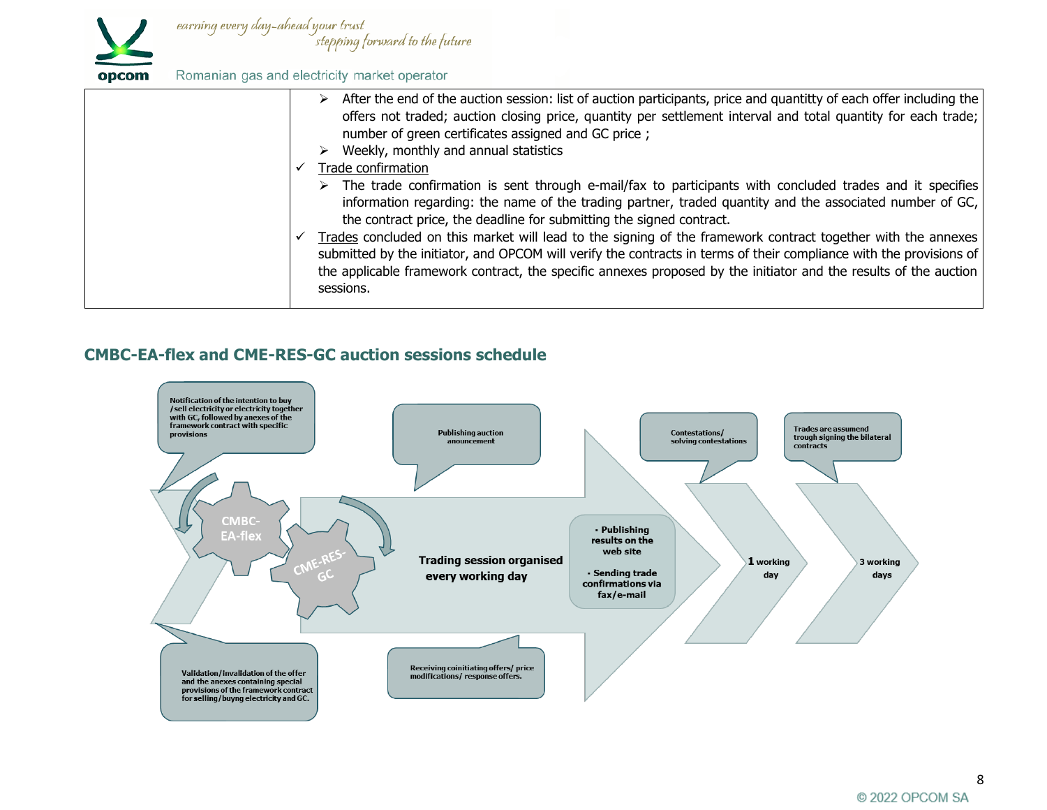| | ➢ After the end of the auction session: list of auction participants, price and quantitty of each offer including the offers not traded; auction closing price, quantity per settlement interval and total quantity for each trade; number of green certificates assigned and GC price ;<br>➢ Weekly, monthly and annual statistics<br>✓ Trade confirmation<br>➢ The trade confirmation is sent through e-mail/fax to participants with concluded trades and it specifies information regarding: the name of the trading partner, traded quantity and the associated number of GC, the contract price, the deadline for submitting the signed contract.<br>✓ Trades concluded on this market will lead to the signing of the framework contract together with the annexes submitted by the initiator, and OPCOM will verify the contracts in terms of their compliance with the provisions of the applicable framework contract, the specific annexes proposed by the initiator and the results of the auction sessions. |
|---|---|

## CMBC-EA-flex and CME-RES-GC auction sessions schedule

Notification of the intention to buy /sell electricity or electricity together with GC, followed by anexes of the framework contract with specific provisions

Validation/invalidation of the offer and the anexes containing special provisions of the framework contract for selling/buyng electricity and GC.

CMBC-EA-flex

CME-RES-GC

Publishing auction anouncement

Receiving coinitiating offers/ price modifications/ response offers.

Trading session organised every working day

• Publishing results on the web site

• Sending trade confirmations via fax/e-mail

Contestations/ solving contestations

1 working day

Trades are assumend trough signing the bilateral contracts

3 working days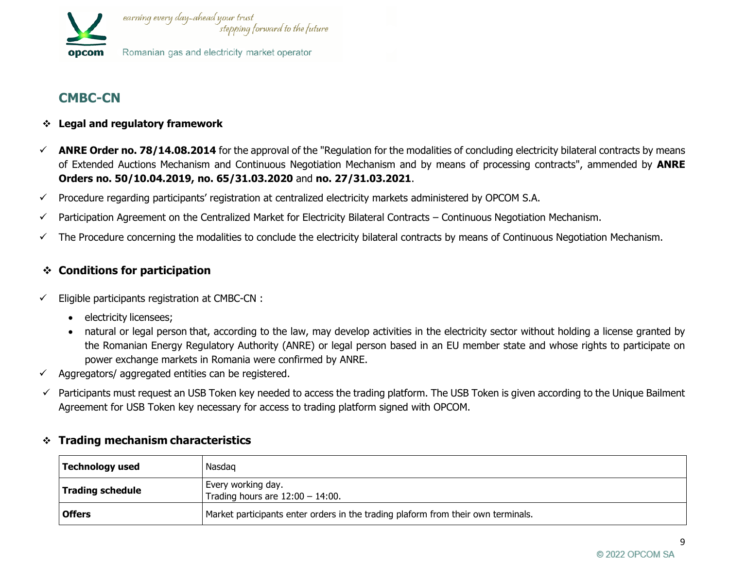## CMBC-CN

### ❖ Legal and regulatory framework

- ✓ **ANRE Order no. 78/14.08.2014** for the approval of the "Regulation for the modalities of concluding electricity bilateral contracts by means of Extended Auctions Mechanism and Continuous Negotiation Mechanism and by means of processing contracts", ammended by **ANRE Orders no. 50/10.04.2019, no. 65/31.03.2020** and **no. 27/31.03.2021**.
- ✓ Procedure regarding participants' registration at centralized electricity markets administered by OPCOM S.A.
- ✓ Participation Agreement on the Centralized Market for Electricity Bilateral Contracts – Continuous Negotiation Mechanism.
- ✓ The Procedure concerning the modalities to conclude the electricity bilateral contracts by means of Continuous Negotiation Mechanism.

### ❖ Conditions for participation

- ✓ Eligible participants registration at CMBC-CN :
  - electricity licensees;
  - natural or legal person that, according to the law, may develop activities in the electricity sector without holding a license granted by the Romanian Energy Regulatory Authority (ANRE) or legal person based in an EU member state and whose rights to participate on power exchange markets in Romania were confirmed by ANRE.
- ✓ Aggregators/ aggregated entities can be registered.
- ✓ Participants must request an USB Token key needed to access the trading platform. The USB Token is given according to the Unique Bailment Agreement for USB Token key necessary for access to trading platform signed with OPCOM.

### ❖ Trading mechanism characteristics

| | |
|---|---|
| **Technology used** | Nasdaq |
| **Trading schedule** | Every working day.<br>Trading hours are 12:00 – 14:00. |
| **Offers** | Market participants enter orders in the trading plaform from their own terminals. |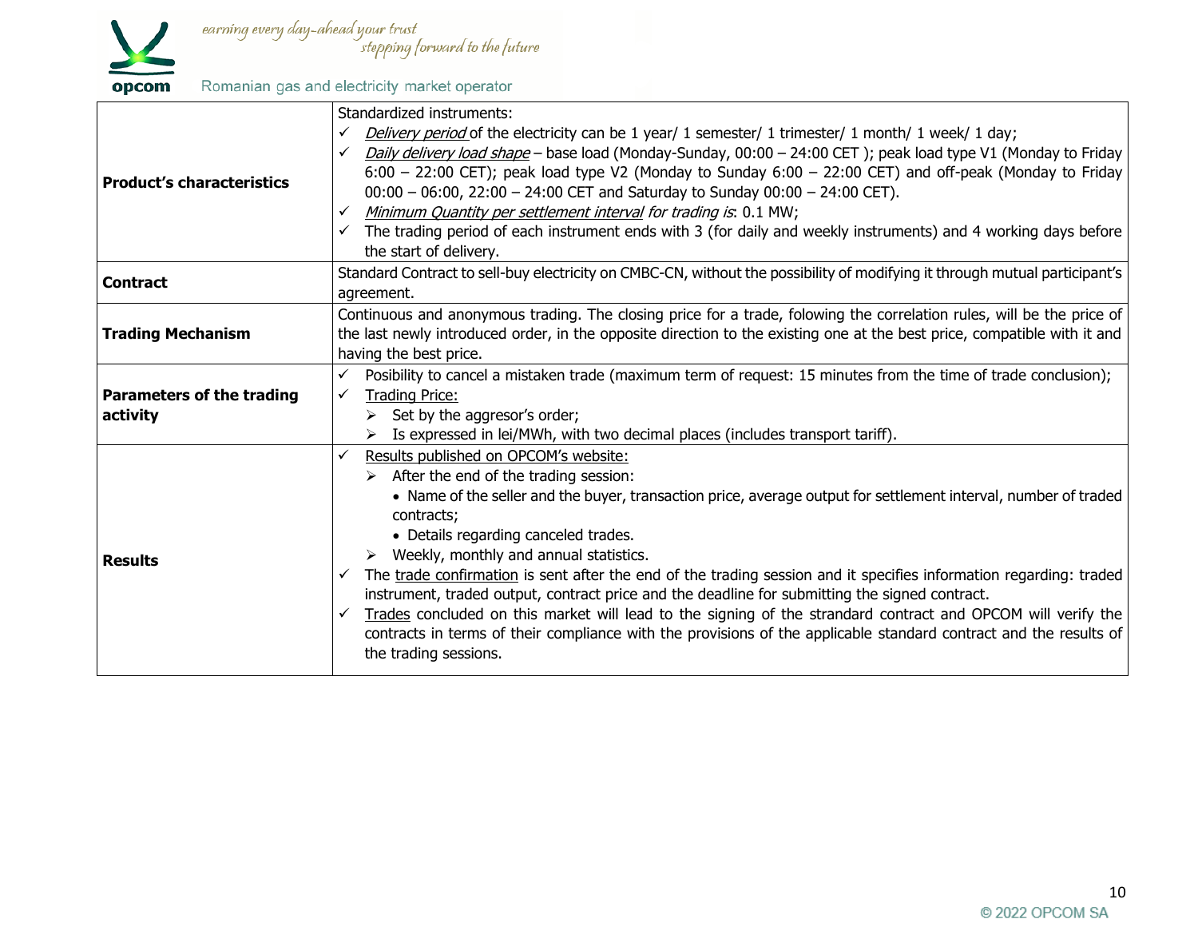| | |
|---|---|
| **Product's characteristics** | Standardized instruments:<br>✓ *Delivery period* of the electricity can be 1 year/ 1 semester/ 1 trimester/ 1 month/ 1 week/ 1 day;<br>✓ *Daily delivery load shape* – base load (Monday-Sunday, 00:00 – 24:00 CET ); peak load type V1 (Monday to Friday 6:00 – 22:00 CET); peak load type V2 (Monday to Sunday 6:00 – 22:00 CET) and off-peak (Monday to Friday 00:00 – 06:00, 22:00 – 24:00 CET and Saturday to Sunday 00:00 – 24:00 CET).<br>✓ *Minimum Quantity per settlement interval for trading is*: 0.1 MW;<br>✓ The trading period of each instrument ends with 3 (for daily and weekly instruments) and 4 working days before the start of delivery. |
| **Contract** | Standard Contract to sell-buy electricity on CMBC-CN, without the possibility of modifying it through mutual participant's agreement. |
| **Trading Mechanism** | Continuous and anonymous trading. The closing price for a trade, folowing the correlation rules, will be the price of the last newly introduced order, in the opposite direction to the existing one at the best price, compatible with it and having the best price. |
| **Parameters of the trading activity** | ✓ Posibility to cancel a mistaken trade (maximum term of request: 15 minutes from the time of trade conclusion);<br>✓ Trading Price:<br>➢ Set by the aggresor's order;<br>➢ Is expressed in lei/MWh, with two decimal places (includes transport tariff). |
| **Results** | ✓ Results published on OPCOM's website:<br>➢ After the end of the trading session:<br>• Name of the seller and the buyer, transaction price, average output for settlement interval, number of traded contracts;<br>• Details regarding canceled trades.<br>➢ Weekly, monthly and annual statistics.<br>✓ The trade confirmation is sent after the end of the trading session and it specifies information regarding: traded instrument, traded output, contract price and the deadline for submitting the signed contract.<br>✓ Trades concluded on this market will lead to the signing of the standard contract and OPCOM will verify the contracts in terms of their compliance with the provisions of the applicable standard contract and the results of the trading sessions. |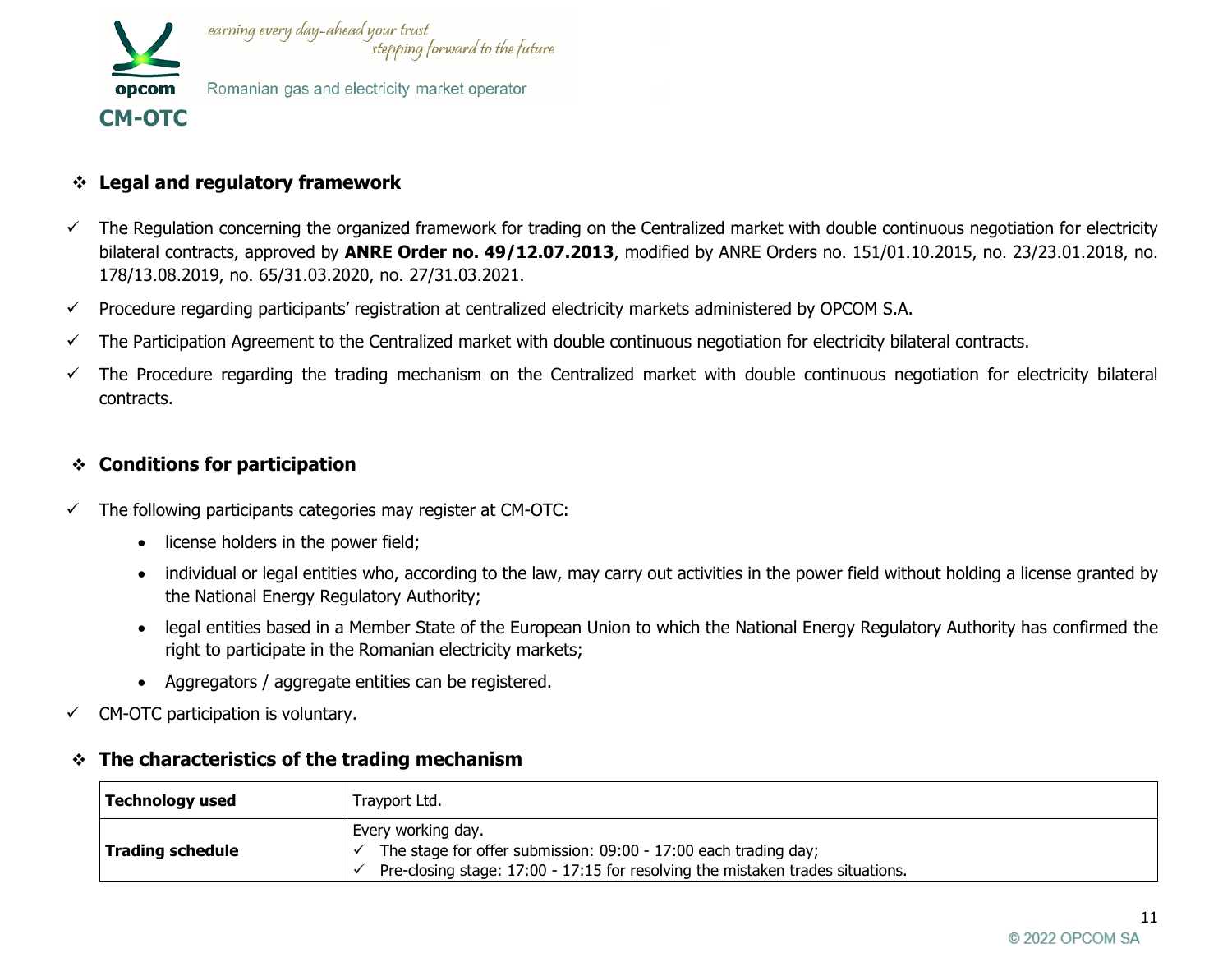**CM-OTC**

## ❖ Legal and regulatory framework

- ✓ The Regulation concerning the organized framework for trading on the Centralized market with double continuous negotiation for electricity bilateral contracts, approved by **ANRE Order no. 49/12.07.2013**, modified by ANRE Orders no. 151/01.10.2015, no. 23/23.01.2018, no. 178/13.08.2019, no. 65/31.03.2020, no. 27/31.03.2021.
- ✓ Procedure regarding participants' registration at centralized electricity markets administered by OPCOM S.A.
- ✓ The Participation Agreement to the Centralized market with double continuous negotiation for electricity bilateral contracts.
- ✓ The Procedure regarding the trading mechanism on the Centralized market with double continuous negotiation for electricity bilateral contracts.

## ❖ Conditions for participation

- ✓ The following participants categories may register at CM-OTC:
  - license holders in the power field;
  - individual or legal entities who, according to the law, may carry out activities in the power field without holding a license granted by the National Energy Regulatory Authority;
  - legal entities based in a Member State of the European Union to which the National Energy Regulatory Authority has confirmed the right to participate in the Romanian electricity markets;
  - Aggregators / aggregate entities can be registered.
- ✓ CM-OTC participation is voluntary.

## ❖ The characteristics of the trading mechanism

| **Technology used** | Trayport Ltd. |
|---|---|
| **Trading schedule** | Every working day.<br>✓ The stage for offer submission: 09:00 - 17:00 each trading day;<br>✓ Pre-closing stage: 17:00 - 17:15 for resolving the mistaken trades situations. |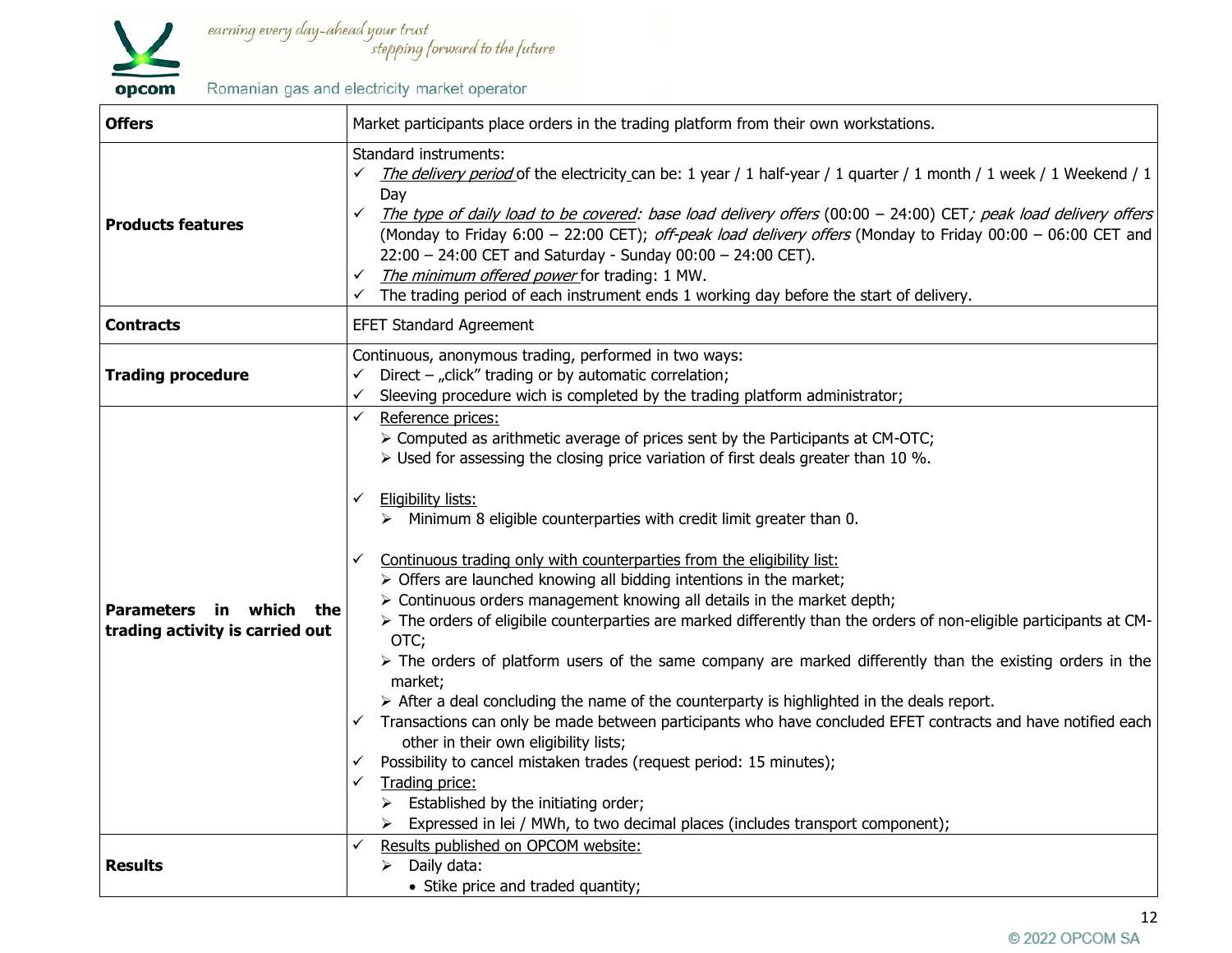| | |
|---|---|
| **Offers** | Market participants place orders in the trading platform from their own workstations. |
| **Products features** | Standard instruments:<br>✓ *The delivery period* of the electricity can be: 1 year / 1 half-year / 1 quarter / 1 month / 1 week / 1 Weekend / 1 Day<br>✓ *The type of daily load to be covered: base load delivery offers* (00:00 – 24:00) CET*; peak load delivery offers* (Monday to Friday 6:00 – 22:00 CET); *off-peak load delivery offers* (Monday to Friday 00:00 – 06:00 CET and 22:00 – 24:00 CET and Saturday - Sunday 00:00 – 24:00 CET).<br>✓ *The minimum offered power* for trading: 1 MW.<br>✓ The trading period of each instrument ends 1 working day before the start of delivery. |
| **Contracts** | EFET Standard Agreement |
| **Trading procedure** | Continuous, anonymous trading, performed in two ways:<br>✓ Direct – „click" trading or by automatic correlation;<br>✓ Sleeving procedure wich is completed by the trading platform administrator; |
| **Parameters in which the trading activity is carried out** | ✓ Reference prices:<br>➢ Computed as arithmetic average of prices sent by the Participants at CM-OTC;<br>➢ Used for assessing the closing price variation of first deals greater than 10 %.<br><br>✓ Eligibility lists:<br>➢ Minimum 8 eligible counterparties with credit limit greater than 0.<br><br>✓ Continuous trading only with counterparties from the eligibility list:<br>➢ Offers are launched knowing all bidding intentions in the market;<br>➢ Continuous orders management knowing all details in the market depth;<br>➢ The orders of eligibile counterparties are marked differently than the orders of non-eligible participants at CM-OTC;<br>➢ The orders of platform users of the same company are marked differently than the existing orders in the market;<br>➢ After a deal concluding the name of the counterparty is highlighted in the deals report.<br>✓ Transactions can only be made between participants who have concluded EFET contracts and have notified each other in their own eligibility lists;<br>✓ Possibility to cancel mistaken trades (request period: 15 minutes);<br>✓ Trading price:<br>➢ Established by the initiating order;<br>➢ Expressed in lei / MWh, to two decimal places (includes transport component); |
| **Results** | ✓ Results published on OPCOM website:<br>➢ Daily data:<br>• Stike price and traded quantity; |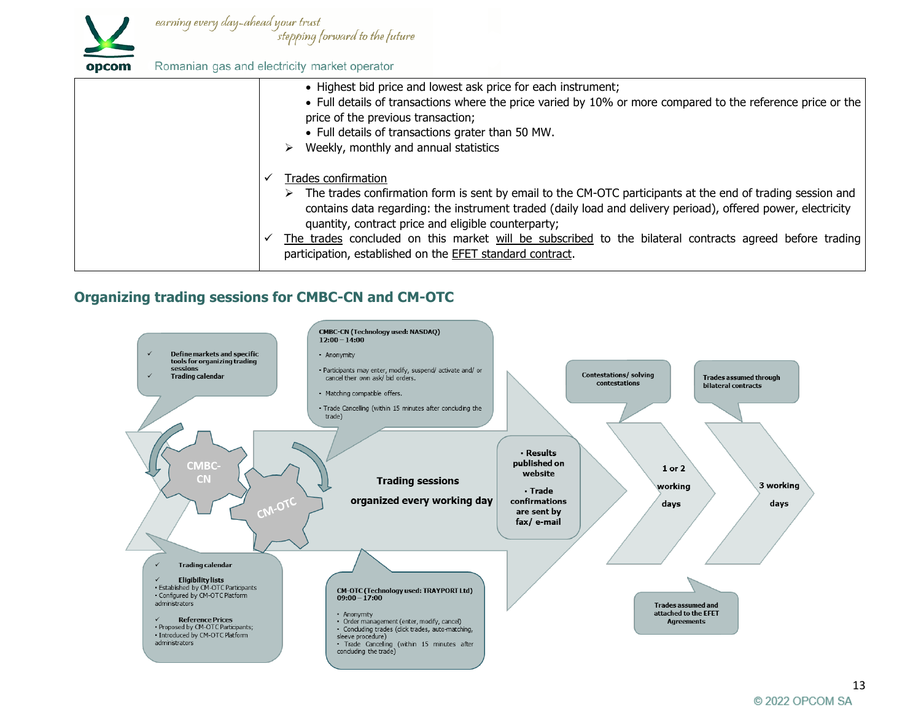| | • Highest bid price and lowest ask price for each instrument;<br>• Full details of transactions where the price varied by 10% or more compared to the reference price or the price of the previous transaction;<br>• Full details of transactions grater than 50 MW.<br>➢ Weekly, monthly and annual statistics<br><br>✓ Trades confirmation<br>➢ The trades confirmation form is sent by email to the CM-OTC participants at the end of trading session and contains data regarding: the instrument traded (daily load and delivery perioad), offered power, electricity quantity, contract price and eligible counterparty;<br>✓ The trades concluded on this market will be subscribed to the bilateral contracts agreed before trading participation, established on the EFET standard contract. |
|---|---|

## Organizing trading sessions for CMBC-CN and CM-OTC

✓ Define markets and specific tools for organizing trading sessions
✓ Trading calendar

CMBC-CN (Technology used: NASDAQ)
12:00 – 14:00

- Anonymity
- Participants may enter, modify, suspend/ activate and/ or cancel their own ask/ bid orders.
- Matching compatible offers.
- Trade Cancelling (within 15 minutes after concluding the trade)

CMBC-CN

CM-OTC

**Trading sessions organized every working day**

- Results published on website
- Trade confirmations are sent by fax/ e-mail

Contestations/ solving contestations

1 or 2 working days

Trades assumed through bilateral contracts

3 working days

✓ Trading calendar

✓ Eligibility lists
- Established by CM-OTC Participants
- Configured by CM-OTC Platform administrators

✓ Reference Prices
- Proposed by CM-OTC Participants;
- Introduced by CM-OTC Platform administrators

CM-OTC (Technology used: TRAYPORT Ltd)
09:00 – 17:00

- Anonymity
- Order management (enter, modify, cancel)
- Concluding trades (click trades, auto-matching, sleeve procedure)
- Trade Cancelling (within 15 minutes after concluding the trade)

Trades assumed and attached to the EFET Agreements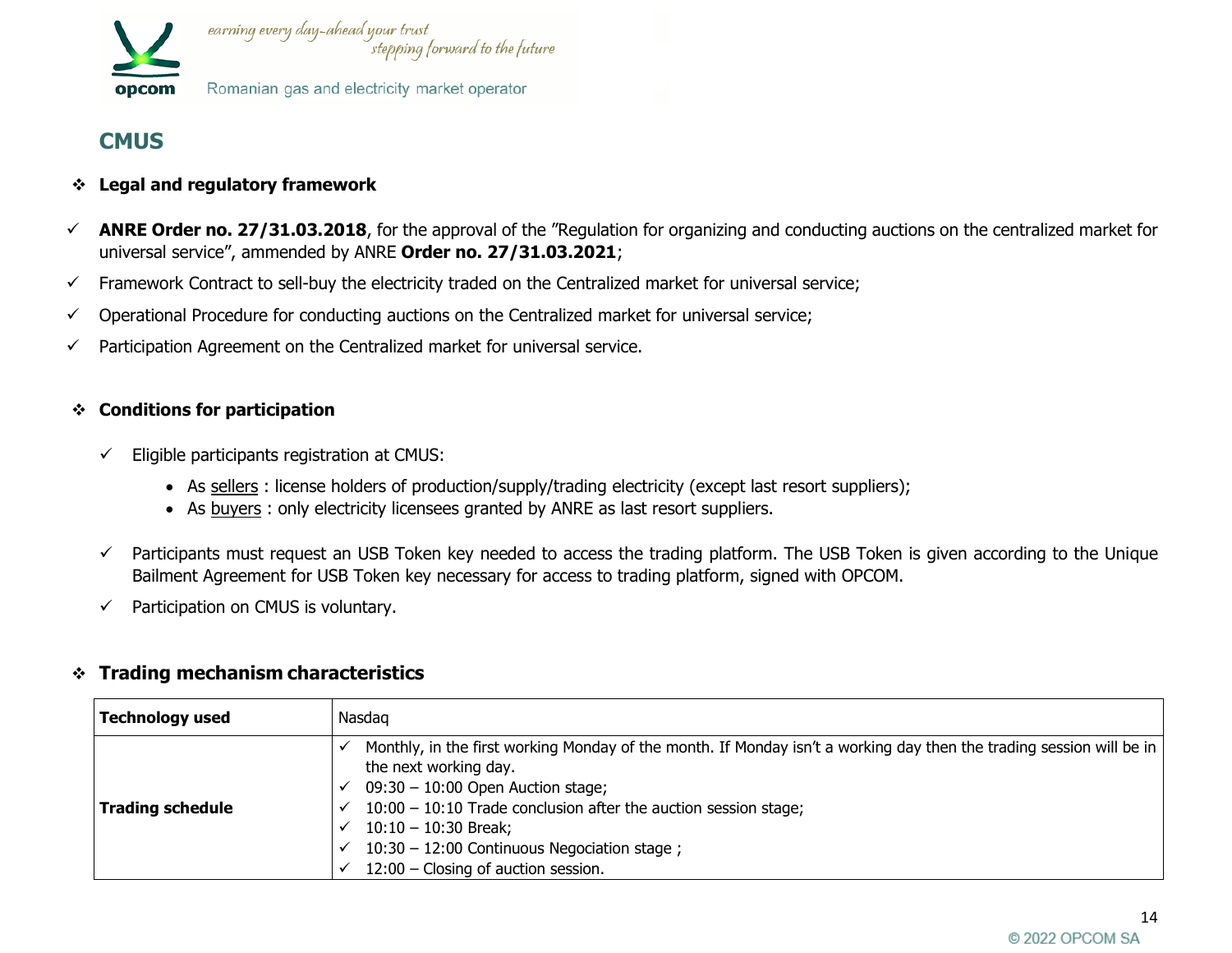## CMUS

- **Legal and regulatory framework**

- **ANRE Order no. 27/31.03.2018**, for the approval of the ”Regulation for organizing and conducting auctions on the centralized market for universal service”, ammended by ANRE **Order no. 27/31.03.2021**;
- Framework Contract to sell-buy the electricity traded on the Centralized market for universal service;
- Operational Procedure for conducting auctions on the Centralized market for universal service;
- Participation Agreement on the Centralized market for universal service.

- **Conditions for participation**

  - Eligible participants registration at CMUS:
    - As sellers : license holders of production/supply/trading electricity (except last resort suppliers);
    - As buyers : only electricity licensees granted by ANRE as last resort suppliers.
  - Participants must request an USB Token key needed to access the trading platform. The USB Token is given according to the Unique Bailment Agreement for USB Token key necessary for access to trading platform, signed with OPCOM.
  - Participation on CMUS is voluntary.

- **Trading mechanism characteristics**

| **Technology used** | Nasdaq |
|---|---|
| **Trading schedule** | ✓ Monthly, in the first working Monday of the month. If Monday isn’t a working day then the trading session will be in the next working day.<br>✓ 09:30 – 10:00 Open Auction stage;<br>✓ 10:00 – 10:10 Trade conclusion after the auction session stage;<br>✓ 10:10 – 10:30 Break;<br>✓ 10:30 – 12:00 Continuous Negociation stage ;<br>✓ 12:00 – Closing of auction session. |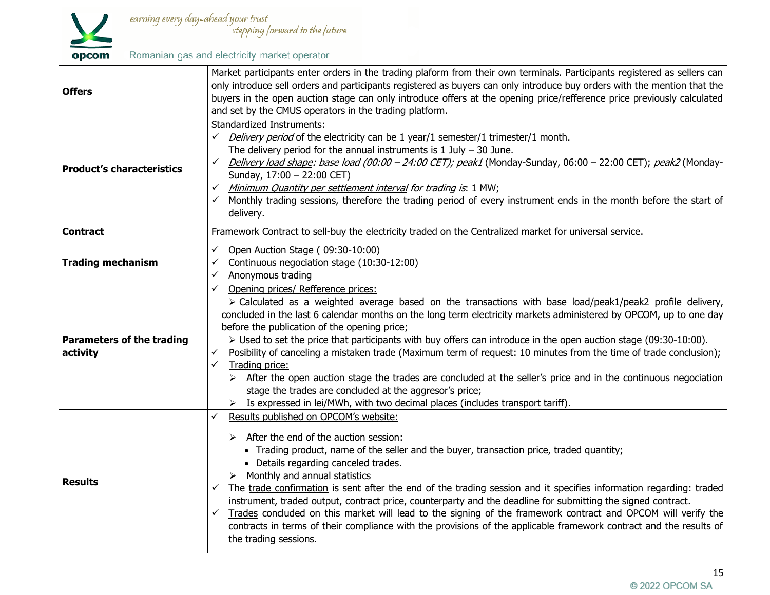| | |
|---|---|
| **Offers** | Market participants enter orders in the trading plaform from their own terminals. Participants registered as sellers can only introduce sell orders and participants registered as buyers can only introduce buy orders with the mention that the buyers in the open auction stage can only introduce offers at the opening price/refference price previously calculated and set by the CMUS operators in the trading platform. |
| **Product's characteristics** | Standardized Instruments:<br>✓ *Delivery period* of the electricity can be 1 year/1 semester/1 trimester/1 month. The delivery period for the annual instruments is 1 July – 30 June.<br>✓ *Delivery load shape: base load (00:00 – 24:00 CET); peak1* (Monday-Sunday, 06:00 – 22:00 CET); *peak2* (Monday-Sunday, 17:00 – 22:00 CET)<br>✓ *Minimum Quantity per settlement interval for trading is*: 1 MW;<br>✓ Monthly trading sessions, therefore the trading period of every instrument ends in the month before the start of delivery. |
| **Contract** | Framework Contract to sell-buy the electricity traded on the Centralized market for universal service. |
| **Trading mechanism** | ✓ Open Auction Stage ( 09:30-10:00)<br>✓ Continuous negociation stage (10:30-12:00)<br>✓ Anonymous trading |
| **Parameters of the trading activity** | ✓ Opening prices/ Refference prices:<br>➢ Calculated as a weighted average based on the transactions with base load/peak1/peak2 profile delivery, concluded in the last 6 calendar months on the long term electricity markets administered by OPCOM, up to one day before the publication of the opening price;<br>➢ Used to set the price that participants with buy offers can introduce in the open auction stage (09:30-10:00).<br>✓ Posibility of canceling a mistaken trade (Maximum term of request: 10 minutes from the time of trade conclusion);<br>✓ Trading price:<br>➢ After the open auction stage the trades are concluded at the seller's price and in the continuous negociation stage the trades are concluded at the aggresor's price;<br>➢ Is expressed in lei/MWh, with two decimal places (includes transport tariff). |
| **Results** | ✓ Results published on OPCOM's website:<br>➢ After the end of the auction session:<br>• Trading product, name of the seller and the buyer, transaction price, traded quantity;<br>• Details regarding canceled trades.<br>➢ Monthly and annual statistics<br>✓ The trade confirmation is sent after the end of the trading session and it specifies information regarding: traded instrument, traded output, contract price, counterparty and the deadline for submitting the signed contract.<br>✓ Trades concluded on this market will lead to the signing of the framework contract and OPCOM will verify the contracts in terms of their compliance with the provisions of the applicable framework contract and the results of the trading sessions. |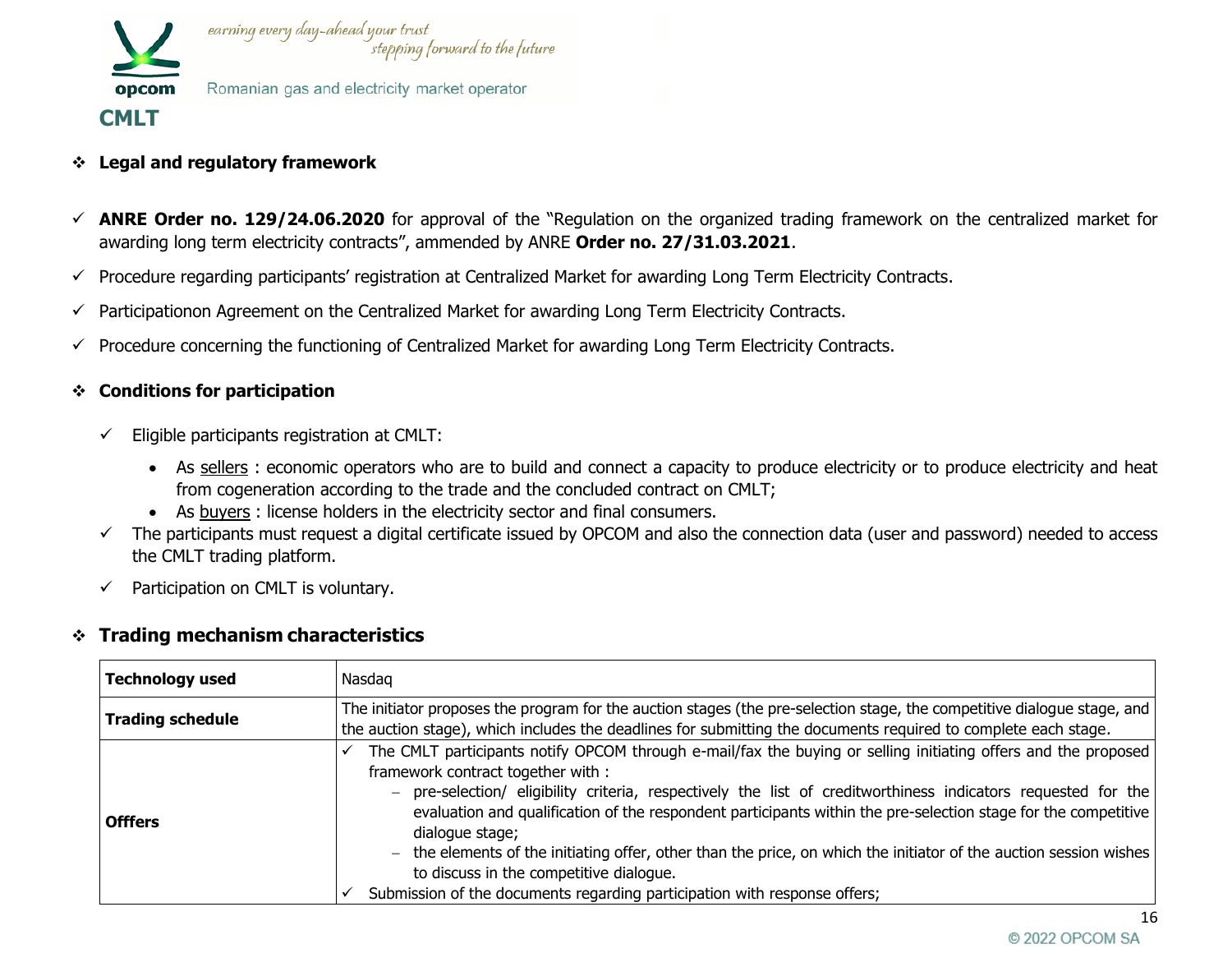# CMLT

## ❖ Legal and regulatory framework

- ✓ **ANRE Order no. 129/24.06.2020** for approval of the "Regulation on the organized trading framework on the centralized market for awarding long term electricity contracts", ammended by ANRE **Order no. 27/31.03.2021**.
- ✓ Procedure regarding participants' registration at Centralized Market for awarding Long Term Electricity Contracts.
- ✓ Participationon Agreement on the Centralized Market for awarding Long Term Electricity Contracts.
- ✓ Procedure concerning the functioning of Centralized Market for awarding Long Term Electricity Contracts.

## ❖ Conditions for participation

- ✓ Eligible participants registration at CMLT:
  - As sellers : economic operators who are to build and connect a capacity to produce electricity or to produce electricity and heat from cogeneration according to the trade and the concluded contract on CMLT;
  - As buyers : license holders in the electricity sector and final consumers.
- ✓ The participants must request a digital certificate issued by OPCOM and also the connection data (user and password) needed to access the CMLT trading platform.
- ✓ Participation on CMLT is voluntary.

## ❖ Trading mechanism characteristics

| **Technology used** | Nasdaq |
|---|---|
| **Trading schedule** | The initiator proposes the program for the auction stages (the pre-selection stage, the competitive dialogue stage, and the auction stage), which includes the deadlines for submitting the documents required to complete each stage. |
| **Offfers** | ✓ The CMLT participants notify OPCOM through e-mail/fax the buying or selling initiating offers and the proposed framework contract together with :<br>– pre-selection/ eligibility criteria, respectively the list of creditworthiness indicators requested for the evaluation and qualification of the respondent participants within the pre-selection stage for the competitive dialogue stage;<br>– the elements of the initiating offer, other than the price, on which the initiator of the auction session wishes to discuss in the competitive dialogue.<br>✓ Submission of the documents regarding participation with response offers; |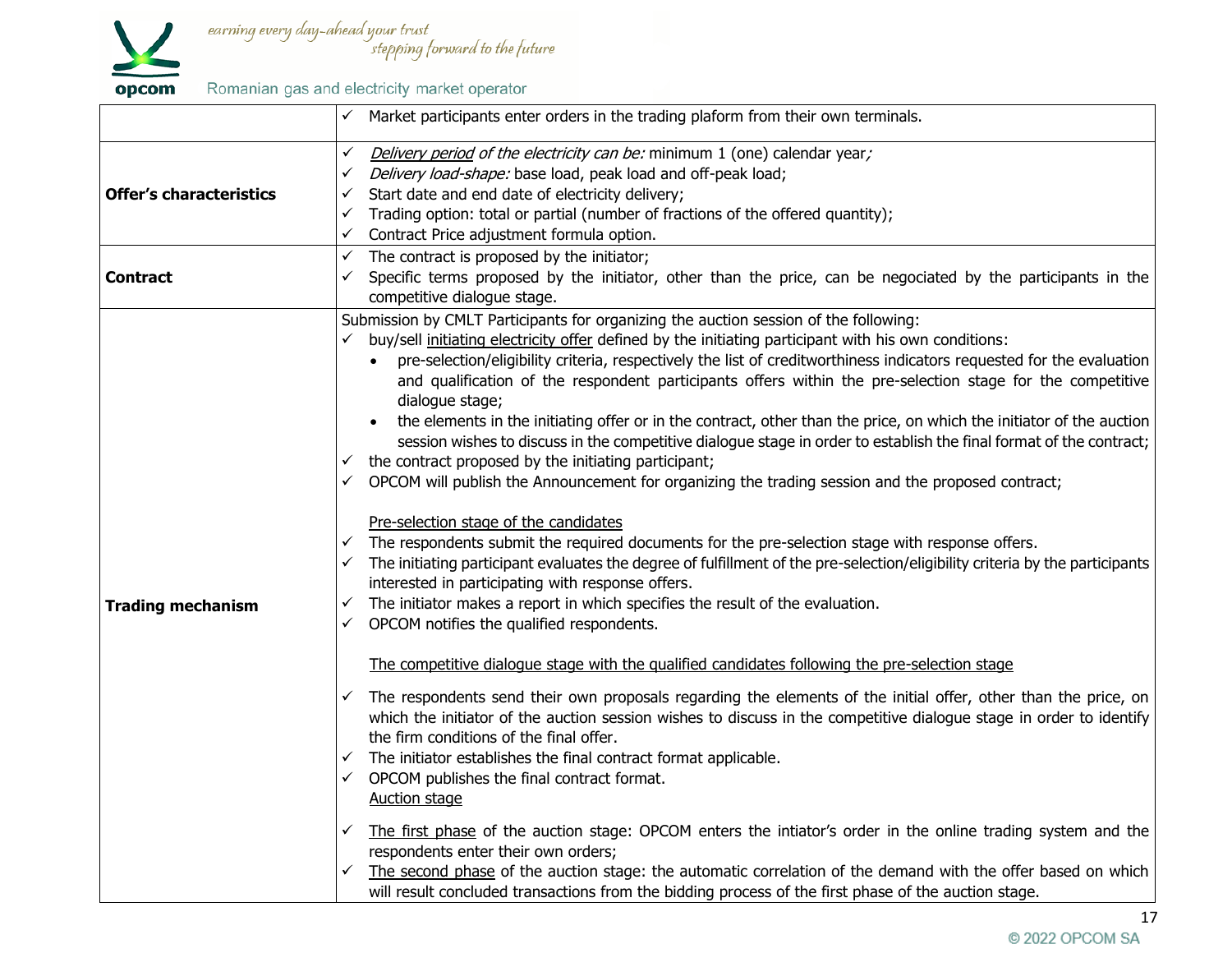| | |
|---|---|
| | ✓ Market participants enter orders in the trading plaform from their own terminals. |
| **Offer's characteristics** | ✓ <u>*Delivery period*</u> *of the electricity can be:* minimum 1 (one) calendar year*;*<br>✓ *Delivery load-shape:* base load, peak load and off-peak load;<br>✓ Start date and end date of electricity delivery;<br>✓ Trading option: total or partial (number of fractions of the offered quantity);<br>✓ Contract Price adjustment formula option. |
| **Contract** | ✓ The contract is proposed by the initiator;<br>✓ Specific terms proposed by the initiator, other than the price, can be negociated by the participants in the competitive dialogue stage. |
| **Trading mechanism** | Submission by CMLT Participants for organizing the auction session of the following:<br>✓ buy/sell <u>initiating electricity offer</u> defined by the initiating participant with his own conditions:<br>• pre-selection/eligibility criteria, respectively the list of creditworthiness indicators requested for the evaluation and qualification of the respondent participants offers within the pre-selection stage for the competitive dialogue stage;<br>• the elements in the initiating offer or in the contract, other than the price, on which the initiator of the auction session wishes to discuss in the competitive dialogue stage in order to establish the final format of the contract;<br>✓ the contract proposed by the initiating participant;<br>✓ OPCOM will publish the Announcement for organizing the trading session and the proposed contract;<br><br><u>Pre-selection stage of the candidates</u><br>✓ The respondents submit the required documents for the pre-selection stage with response offers.<br>✓ The initiating participant evaluates the degree of fulfillment of the pre-selection/eligibility criteria by the participants interested in participating with response offers.<br>✓ The initiator makes a report in which specifies the result of the evaluation.<br>✓ OPCOM notifies the qualified respondents.<br><br><u>The competitive dialogue stage with the qualified candidates following the pre-selection stage</u><br><br>✓ The respondents send their own proposals regarding the elements of the initial offer, other than the price, on which the initiator of the auction session wishes to discuss in the competitive dialogue stage in order to identify the firm conditions of the final offer.<br>✓ The initiator establishes the final contract format applicable.<br>✓ OPCOM publishes the final contract format.<br><u>Auction stage</u><br><br>✓ <u>The first phase</u> of the auction stage: OPCOM enters the intiator's order in the online trading system and the respondents enter their own orders;<br>✓ <u>The second phase</u> of the auction stage: the automatic correlation of the demand with the offer based on which will result concluded transactions from the bidding process of the first phase of the auction stage. |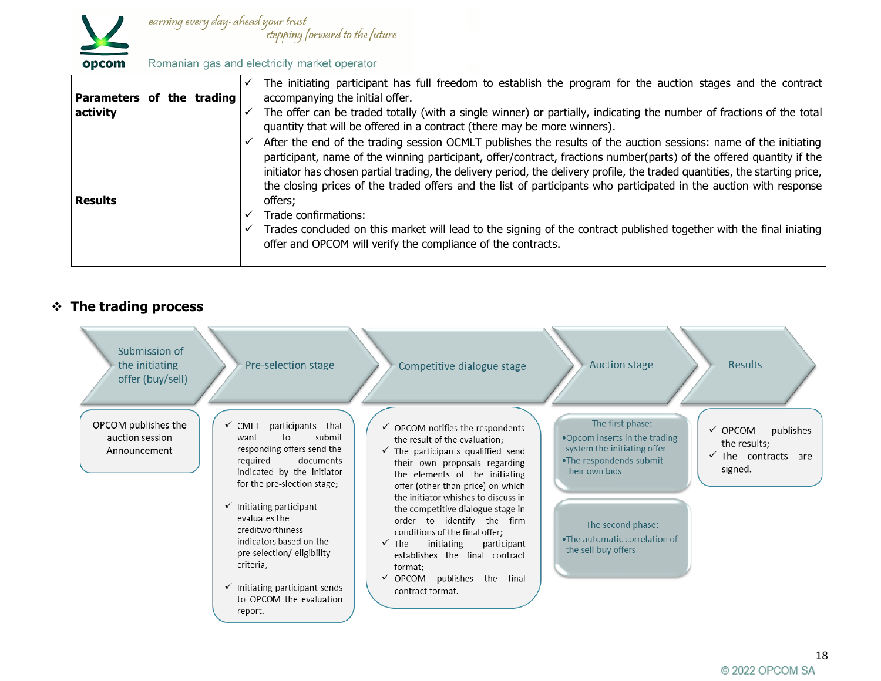| | |
|---|---|
| **Parameters of the trading activity** | ✓ The initiating participant has full freedom to establish the program for the auction stages and the contract accompanying the initial offer.<br>✓ The offer can be traded totally (with a single winner) or partially, indicating the number of fractions of the total quantity that will be offered in a contract (there may be more winners). |
| **Results** | ✓ After the end of the trading session OCMLT publishes the results of the auction sessions: name of the initiating participant, name of the winning participant, offer/contract, fractions number(parts) of the offered quantity if the initiator has chosen partial trading, the delivery period, the delivery profile, the traded quantities, the starting price, the closing prices of the traded offers and the list of participants who participated in the auction with response offers;<br>✓ Trade confirmations:<br>✓ Trades concluded on this market will lead to the signing of the contract published together with the final iniating offer and OPCOM will verify the compliance of the contracts. |

## ❖ The trading process

**Submission of the initiating offer (buy/sell)**

OPCOM publishes the auction session Announcement

**Pre-selection stage**

- ✓ CMLT participants that want to submit responding offers send the required documents indicated by the initiator for the pre-slection stage;
- ✓ Initiating participant evaluates the creditworthiness indicators based on the pre-selection/ eligibility criteria;
- ✓ Initiating participant sends to OPCOM the evaluation report.

**Competitive dialogue stage**

- ✓ OPCOM notifies the respondents the result of the evaluation;
- ✓ The participants qualified send their own proposals regarding the elements of the initiating offer (other than price) on which the initiator whishes to discuss in the competitive dialogue stage in order to identify the firm conditions of the final offer;
- ✓ The initiating participant establishes the final contract format;
- ✓ OPCOM publishes the final contract format.

**Auction stage**

The first phase:
- Opcom inserts in the trading system the initiating offer
- The respondents submit their own bids

The second phase:
- The automatic correlation of the sell-buy offers

**Results**

- ✓ OPCOM publishes the results;
- ✓ The contracts are signed.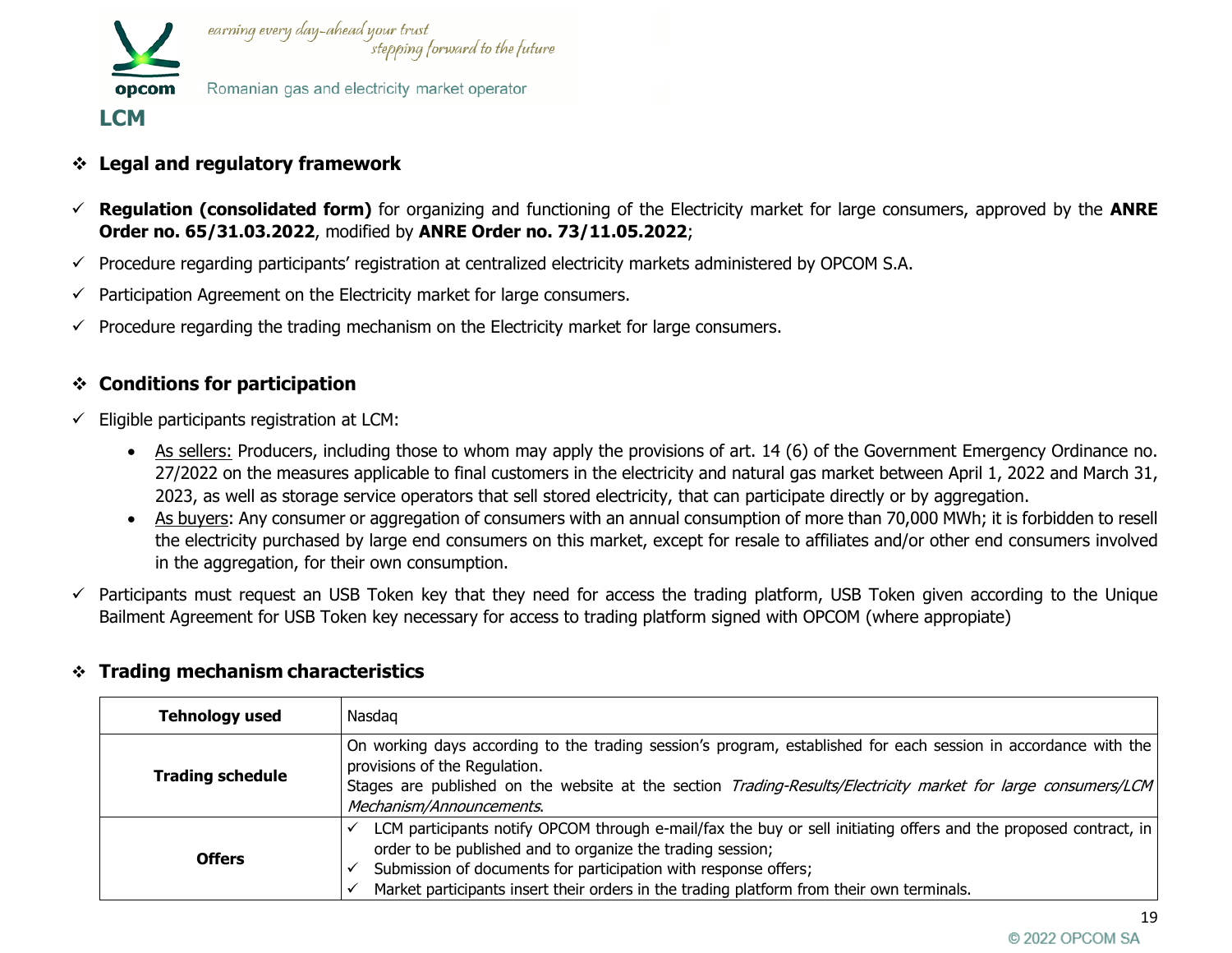# LCM

## ❖ Legal and regulatory framework

- ✓ **Regulation (consolidated form)** for organizing and functioning of the Electricity market for large consumers, approved by the **ANRE Order no. 65/31.03.2022**, modified by **ANRE Order no. 73/11.05.2022**;
- ✓ Procedure regarding participants' registration at centralized electricity markets administered by OPCOM S.A.
- ✓ Participation Agreement on the Electricity market for large consumers.
- ✓ Procedure regarding the trading mechanism on the Electricity market for large consumers.

## ❖ Conditions for participation

- ✓ Eligible participants registration at LCM:
  - As sellers: Producers, including those to whom may apply the provisions of art. 14 (6) of the Government Emergency Ordinance no. 27/2022 on the measures applicable to final customers in the electricity and natural gas market between April 1, 2022 and March 31, 2023, as well as storage service operators that sell stored electricity, that can participate directly or by aggregation.
  - As buyers: Any consumer or aggregation of consumers with an annual consumption of more than 70,000 MWh; it is forbidden to resell the electricity purchased by large end consumers on this market, except for resale to affiliates and/or other end consumers involved in the aggregation, for their own consumption.
- ✓ Participants must request an USB Token key that they need for access the trading platform, USB Token given according to the Unique Bailment Agreement for USB Token key necessary for access to trading platform signed with OPCOM (where appopiate)

## ❖ Trading mechanism characteristics

| **Tehnology used** | Nasdaq |
|---|---|
| **Trading schedule** | On working days according to the trading session's program, established for each session in accordance with the provisions of the Regulation.<br>Stages are published on the website at the section *Trading-Results/Electricity market for large consumers/LCM Mechanism/Announcements*. |
| **Offers** | ✓ LCM participants notify OPCOM through e-mail/fax the buy or sell initiating offers and the proposed contract, in order to be published and to organize the trading session;<br>✓ Submission of documents for participation with response offers;<br>✓ Market participants insert their orders in the trading platform from their own terminals. |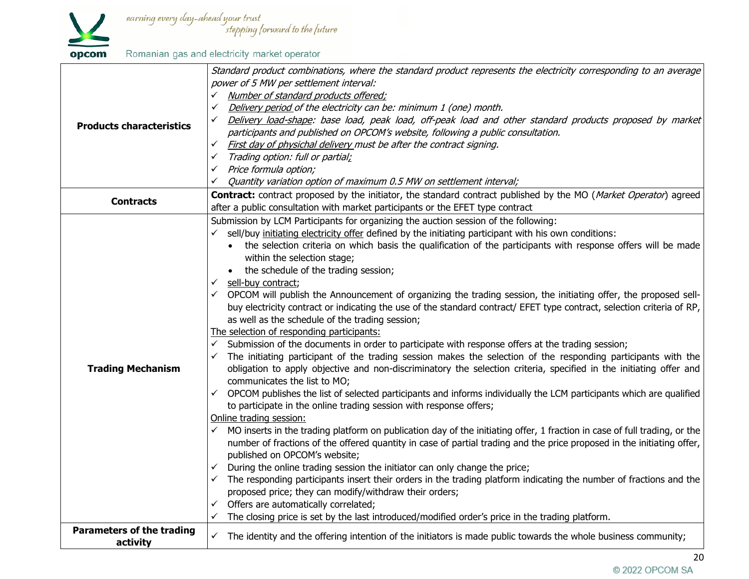| | |
|---|---|
| **Products characteristics** | *Standard product combinations, where the standard product represents the electricity corresponding to an average power of 5 MW per settlement interval:*<br>✓ *Number of standard products offered;*<br>✓ *Delivery period of the electricity can be: minimum 1 (one) month.*<br>✓ *Delivery load-shape: base load, peak load, off-peak load and other standard products proposed by market participants and published on OPCOM's website, following a public consultation.*<br>✓ *First day of physichal delivery must be after the contract signing.*<br>✓ *Trading option: full or partial;*<br>✓ *Price formula option;*<br>✓ *Quantity variation option of maximum 0.5 MW on settlement interval;* |
| **Contracts** | **Contract:** contract proposed by the initiator, the standard contract published by the MO (*Market Operator*) agreed after a public consultation with market participants or the EFET type contract |
| **Trading Mechanism** | Submission by LCM Participants for organizing the auction session of the following:<br>✓ sell/buy initiating electricity offer defined by the initiating participant with his own conditions:<br>• the selection criteria on which basis the qualification of the participants with response offers will be made within the selection stage;<br>• the schedule of the trading session;<br>✓ sell-buy contract;<br>✓ OPCOM will publish the Announcement of organizing the trading session, the initiating offer, the proposed sell-buy electricity contract or indicating the use of the standard contract/ EFET type contract, selection criteria of RP, as well as the schedule of the trading session;<br>The selection of responding participants:<br>✓ Submission of the documents in order to participate with response offers at the trading session;<br>✓ The initiating participant of the trading session makes the selection of the responding participants with the obligation to apply objective and non-discriminatory the selection criteria, specified in the initiating offer and communicates the list to MO;<br>✓ OPCOM publishes the list of selected participants and informs individually the LCM participants which are qualified to participate in the online trading session with response offers;<br>Online trading session:<br>✓ MO inserts in the trading platform on publication day of the initiating offer, 1 fraction in case of full trading, or the number of fractions of the offered quantity in case of partial trading and the price proposed in the initiating offer, published on OPCOM's website;<br>✓ During the online trading session the initiator can only change the price;<br>✓ The responding participants insert their orders in the trading platform indicating the number of fractions and the proposed price; they can modify/withdraw their orders;<br>✓ Offers are automatically correlated;<br>✓ The closing price is set by the last introduced/modified order's price in the trading platform. |
| **Parameters of the trading activity** | ✓ The identity and the offering intention of the initiators is made public towards the whole business community; |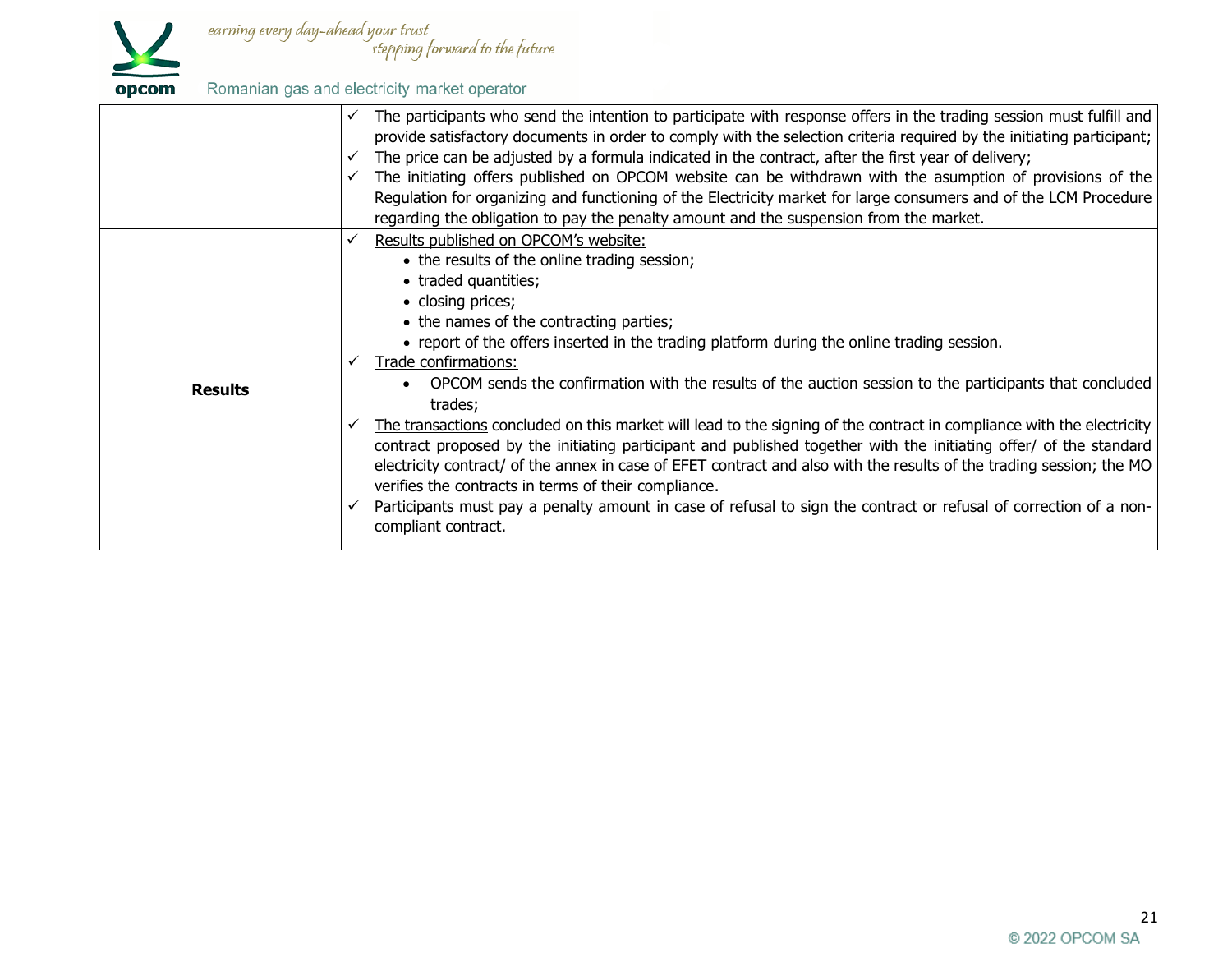| | |
|---|---|
| | ✓ The participants who send the intention to participate with response offers in the trading session must fulfill and provide satisfactory documents in order to comply with the selection criteria required by the initiating participant;<br>✓ The price can be adjusted by a formula indicated in the contract, after the first year of delivery;<br>✓ The initiating offers published on OPCOM website can be withdrawn with the asumption of provisions of the Regulation for organizing and functioning of the Electricity market for large consumers and of the LCM Procedure regarding the obligation to pay the penalty amount and the suspension from the market. |
| **Results** | ✓ Results published on OPCOM's website:<br>• the results of the online trading session;<br>• traded quantities;<br>• closing prices;<br>• the names of the contracting parties;<br>• report of the offers inserted in the trading platform during the online trading session.<br>✓ Trade confirmations:<br>• OPCOM sends the confirmation with the results of the auction session to the participants that concluded trades;<br>✓ The transactions concluded on this market will lead to the signing of the contract in compliance with the electricity contract proposed by the initiating participant and published together with the initiating offer/ of the standard electricity contract/ of the annex in case of EFET contract and also with the results of the trading session; the MO verifies the contracts in terms of their compliance.<br>✓ Participants must pay a penalty amount in case of refusal to sign the contract or refusal of correction of a non-compliant contract. |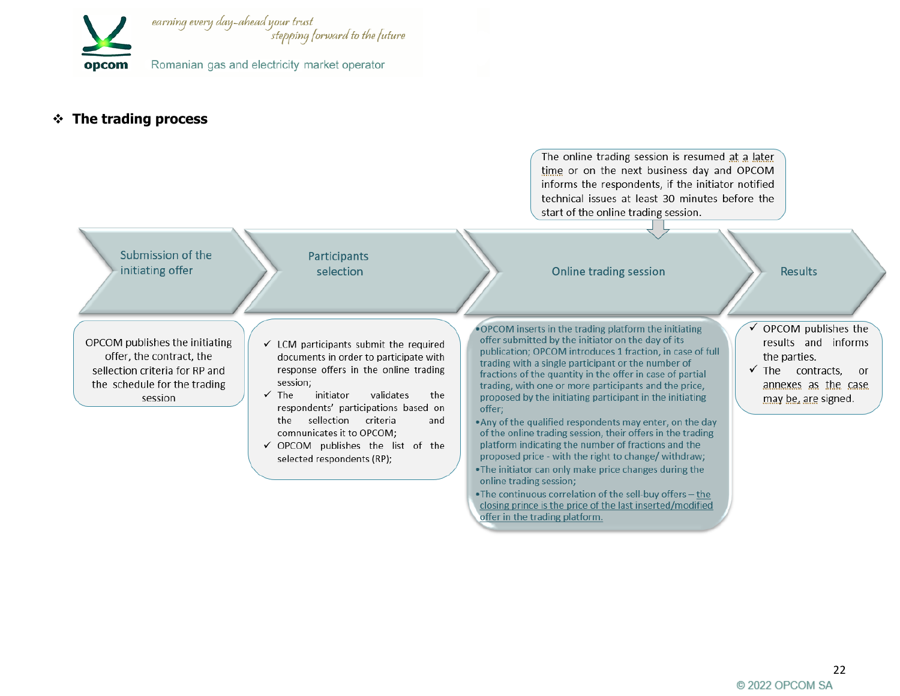## ❖ The trading process

### Submission of the initiating offer

OPCOM publishes the initiating offer, the contract, the sellection criteria for RP and the schedule for the trading session

### Participants selection

- ✓ LCM participants submit the required documents in order to participate with response offers in the online trading session;
- ✓ The initiator validates the respondents' participations based on the selection criteria and communicates it to OPCOM;
- ✓ OPCOM publishes the list of the selected respondents (RP);

### Online trading session

The online trading session is resumed at a later time or on the next business day and OPCOM informs the respondents, if the initiator notified technical issues at least 30 minutes before the start of the online trading session.

- OPCOM inserts in the trading platform the initiating offer submitted by the initiator on the day of its publication; OPCOM introduces 1 fraction, in case of full trading with a single participant or the number of fractions of the quantity in the offer in case of partial trading, with one or more participants and the price, proposed by the initiating participant in the initiating offer;
- Any of the qualified respondents may enter, on the day of the online trading session, their offers in the trading platform indicating the number of fractions and the proposed price - with the right to change/ withdraw;
- The initiator can only make price changes during the online trading session;
- The continuous correlation of the sell-buy offers – the closing prince is the price of the last inserted/modified offer in the trading platform.

### Results

- ✓ OPCOM publishes the results and informs the parties.
- ✓ The contracts, or annexes as the case may be, are signed.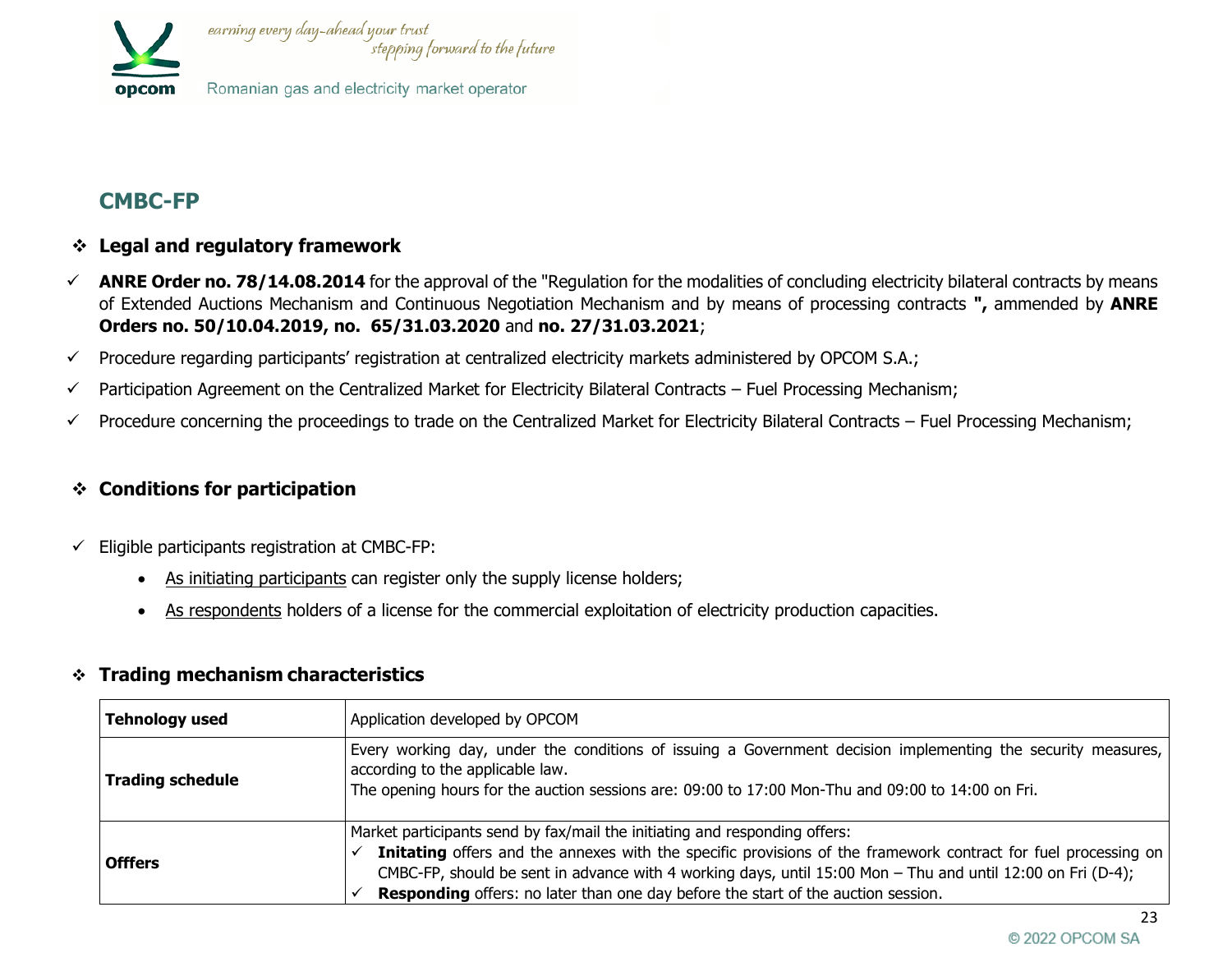## CMBC-FP

### ❖ Legal and regulatory framework

- ✓ **ANRE Order no. 78/14.08.2014** for the approval of the "Regulation for the modalities of concluding electricity bilateral contracts by means of Extended Auctions Mechanism and Continuous Negotiation Mechanism and by means of processing contracts **",** ammended by **ANRE Orders no. 50/10.04.2019, no. 65/31.03.2020** and **no. 27/31.03.2021**;
- ✓ Procedure regarding participants' registration at centralized electricity markets administered by OPCOM S.A.;
- ✓ Participation Agreement on the Centralized Market for Electricity Bilateral Contracts – Fuel Processing Mechanism;
- ✓ Procedure concerning the proceedings to trade on the Centralized Market for Electricity Bilateral Contracts – Fuel Processing Mechanism;

### ❖ Conditions for participation

- ✓ Eligible participants registration at CMBC-FP:
  - As initiating participants can register only the supply license holders;
  - As respondents holders of a license for the commercial exploitation of electricity production capacities.

### ❖ Trading mechanism characteristics

| **Tehnology used** | Application developed by OPCOM |
|---|---|
| **Trading schedule** | Every working day, under the conditions of issuing a Government decision implementing the security measures, according to the applicable law.<br>The opening hours for the auction sessions are: 09:00 to 17:00 Mon-Thu and 09:00 to 14:00 on Fri. |
| **Offfers** | Market participants send by fax/mail the initiating and responding offers:<br>✓ **Initating** offers and the annexes with the specific provisions of the framework contract for fuel processing on CMBC-FP, should be sent in advance with 4 working days, until 15:00 Mon – Thu and until 12:00 on Fri (D-4);<br>✓ **Responding** offers: no later than one day before the start of the auction session. |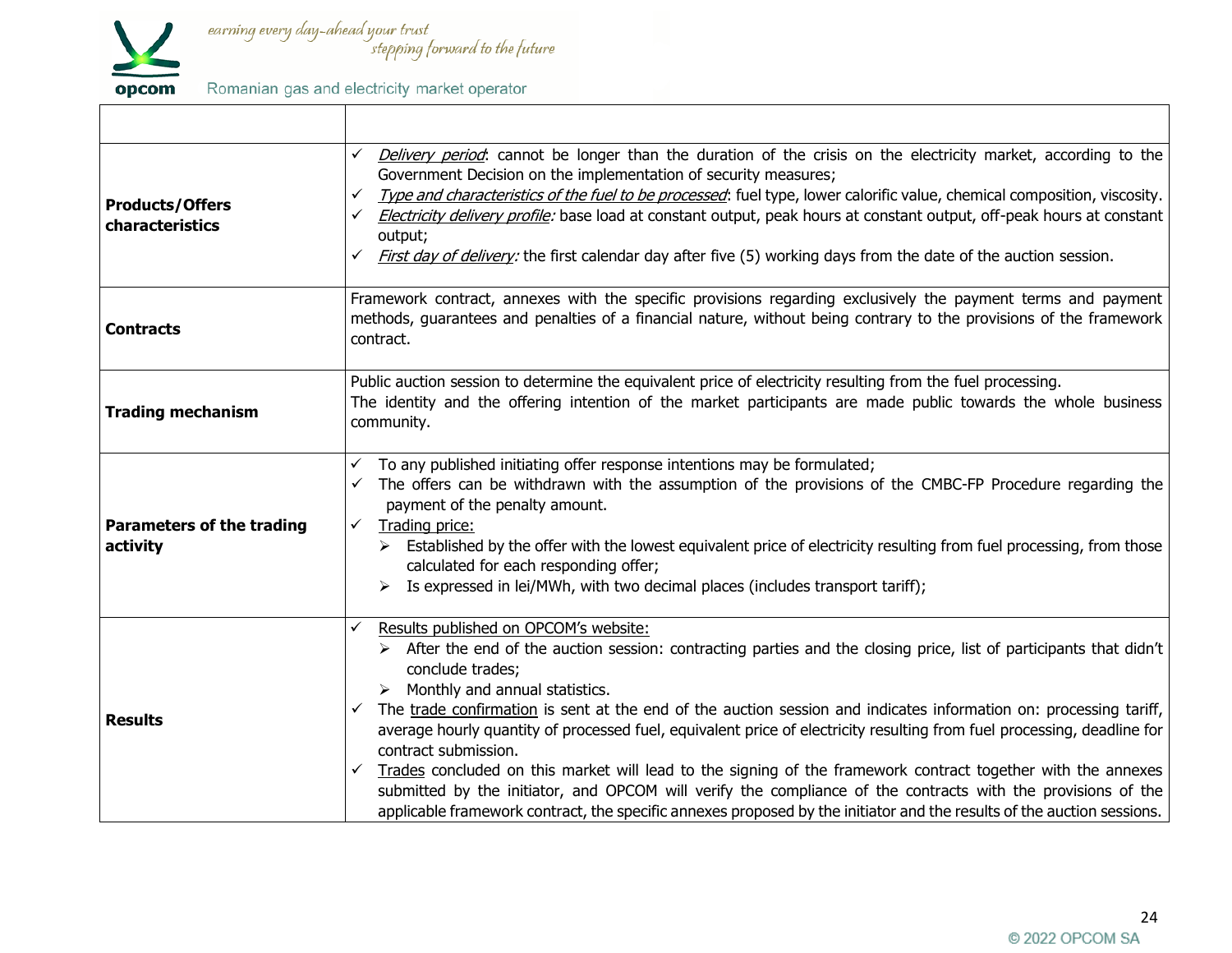| | |
|---|---|
| **Products/Offers characteristics** | ✓ *Delivery period*: cannot be longer than the duration of the crisis on the electricity market, according to the Government Decision on the implementation of security measures;<br>✓ *Type and characteristics of the fuel to be processed*: fuel type, lower calorific value, chemical composition, viscosity.<br>✓ *Electricity delivery profile:* base load at constant output, peak hours at constant output, off-peak hours at constant output;<br>✓ *First day of delivery:* the first calendar day after five (5) working days from the date of the auction session. |
| **Contracts** | Framework contract, annexes with the specific provisions regarding exclusively the payment terms and payment methods, guarantees and penalties of a financial nature, without being contrary to the provisions of the framework contract. |
| **Trading mechanism** | Public auction session to determine the equivalent price of electricity resulting from the fuel processing.<br>The identity and the offering intention of the market participants are made public towards the whole business community. |
| **Parameters of the trading activity** | ✓ To any published initiating offer response intentions may be formulated;<br>✓ The offers can be withdrawn with the assumption of the provisions of the CMBC-FP Procedure regarding the payment of the penalty amount.<br>✓ Trading price:<br>➢ Established by the offer with the lowest equivalent price of electricity resulting from fuel processing, from those calculated for each responding offer;<br>➢ Is expressed in lei/MWh, with two decimal places (includes transport tariff); |
| **Results** | ✓ Results published on OPCOM's website:<br>➢ After the end of the auction session: contracting parties and the closing price, list of participants that didn't conclude trades;<br>➢ Monthly and annual statistics.<br>✓ The trade confirmation is sent at the end of the auction session and indicates information on: processing tariff, average hourly quantity of processed fuel, equivalent price of electricity resulting from fuel processing, deadline for contract submission.<br>✓ Trades concluded on this market will lead to the signing of the framework contract together with the annexes submitted by the initiator, and OPCOM will verify the compliance of the contracts with the provisions of the applicable framework contract, the specific annexes proposed by the initiator and the results of the auction sessions. |